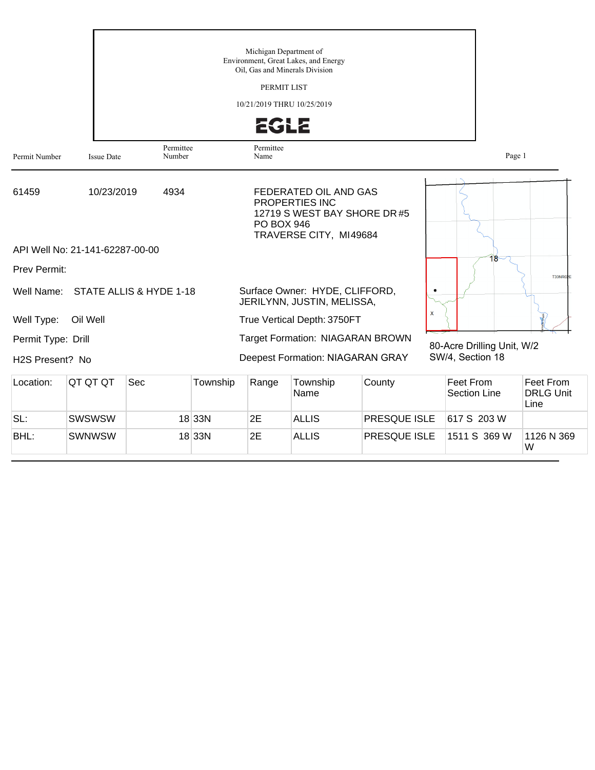Michigan Department of
Environment, Great Lakes, and Energy
Oil, Gas and Minerals Division

PERMIT LIST

10/21/2019 THRU 10/25/2019

EGLE

| Permit Number | Issue Date | Permittee Number | Permittee Name |
|---|---|---|---|
| 61459 | 10/23/2019 | 4934 | FEDERATED OIL AND GAS PROPERTIES INC<br>12719 S WEST BAY SHORE DR #5<br>PO BOX 946<br>TRAVERSE CITY, MI49684 |

API Well No: 21-141-62287-00-00

Prev Permit:

Well Name: STATE ALLIS & HYDE 1-18

Well Type: Oil Well

Permit Type: Drill

H2S Present? No

Surface Owner: HYDE, CLIFFORD, JERILYNN, JUSTIN, MELISSA,

True Vertical Depth: 3750FT

Target Formation: NIAGARAN BROWN

Deepest Formation: NIAGARAN GRAY

80-Acre Drilling Unit, W/2 SW/4, Section 18

| Location: | QT QT QT | Sec | Township | Range | Township Name | County | Feet From Section Line | Feet From DRLG Unit Line |
|---|---|---|---|---|---|---|---|---|
| SL: | SWSWSW | 18 | 33N | 2E | ALLIS | PRESQUE ISLE | 617 S 203 W | |
| BHL: | SWNWSW | 18 | 33N | 2E | ALLIS | PRESQUE ISLE | 1511 S 369 W | 1126 N 369 W |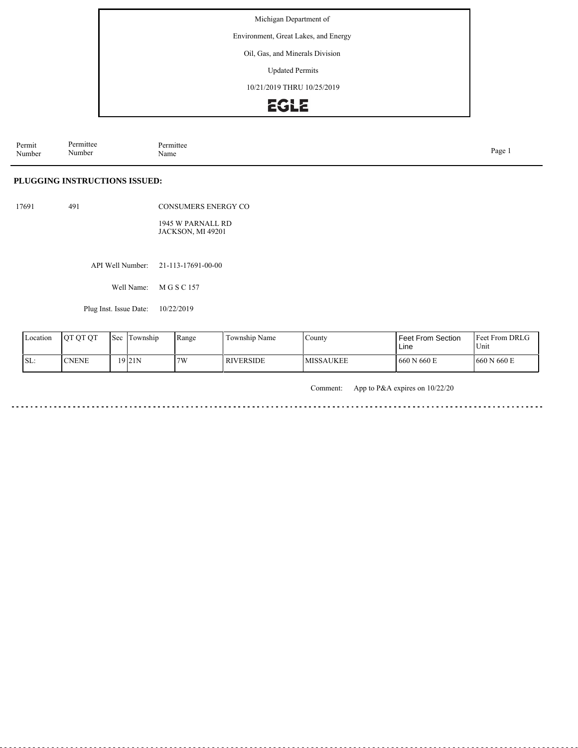Michigan Department of

Environment, Great Lakes, and Energy

Oil, Gas, and Minerals Division

Updated Permits

10/21/2019 THRU 10/25/2019

EGLE

| Permit Number | Permittee Number | Permittee Name |
|---|---|---|

**PLUGGING INSTRUCTIONS ISSUED:**

17691 491 CONSUMERS ENERGY CO

1945 W PARNALL RD
JACKSON, MI 49201

API Well Number: 21-113-17691-00-00

Well Name: M G S C 157

Plug Inst. Issue Date: 10/22/2019

| Location | QT QT QT | Sec | Township | Range | Township Name | County | Feet From Section Line | Feet From DRLG Unit |
|---|---|---|---|---|---|---|---|---|
| SL: | CNENE | 19 | 21N | 7W | RIVERSIDE | MISSAUKEE | 660 N 660 E | 660 N 660 E |

Comment: App to P&A expires on 10/22/20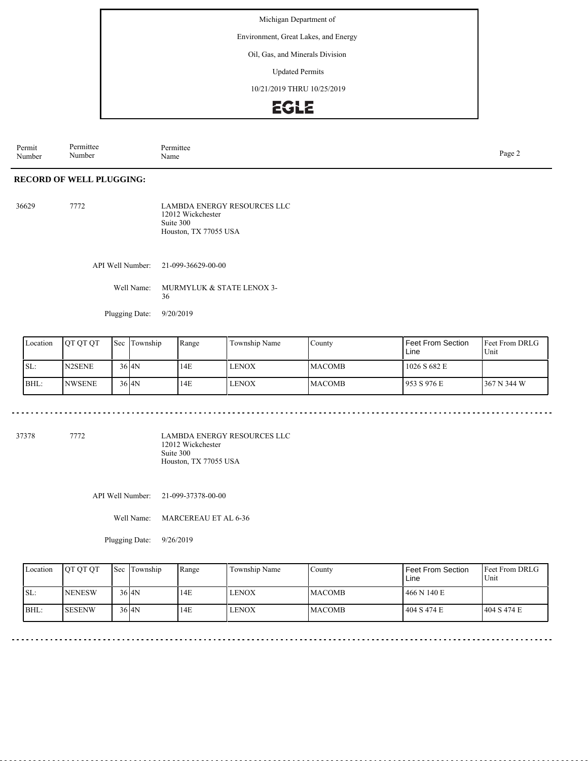Michigan Department of

Environment, Great Lakes, and Energy

Oil, Gas, and Minerals Division

Updated Permits

10/21/2019 THRU 10/25/2019

EGLE

| Permit Number | Permittee Number | Permittee Name |
|---|---|---|

## RECORD OF WELL PLUGGING:

36629 7772 LAMBDA ENERGY RESOURCES LLC
12012 Wickchester
Suite 300
Houston, TX 77055 USA

API Well Number: 21-099-36629-00-00

Well Name: MURMYLUK & STATE LENOX 3-36

Plugging Date: 9/20/2019

| Location | QT QT QT | Sec | Township | Range | Township Name | County | Feet From Section Line | Feet From DRLG Unit |
|---|---|---|---|---|---|---|---|---|
| SL: | N2SENE | 36 | 4N | 14E | LENOX | MACOMB | 1026 S 682 E | |
| BHL: | NWSENE | 36 | 4N | 14E | LENOX | MACOMB | 953 S 976 E | 367 N 344 W |

---

37378 7772 LAMBDA ENERGY RESOURCES LLC
12012 Wickchester
Suite 300
Houston, TX 77055 USA

API Well Number: 21-099-37378-00-00

Well Name: MARCEREAU ET AL 6-36

Plugging Date: 9/26/2019

| Location | QT QT QT | Sec | Township | Range | Township Name | County | Feet From Section Line | Feet From DRLG Unit |
|---|---|---|---|---|---|---|---|---|
| SL: | NENESW | 36 | 4N | 14E | LENOX | MACOMB | 466 N 140 E | |
| BHL: | SESENW | 36 | 4N | 14E | LENOX | MACOMB | 404 S 474 E | 404 S 474 E |

---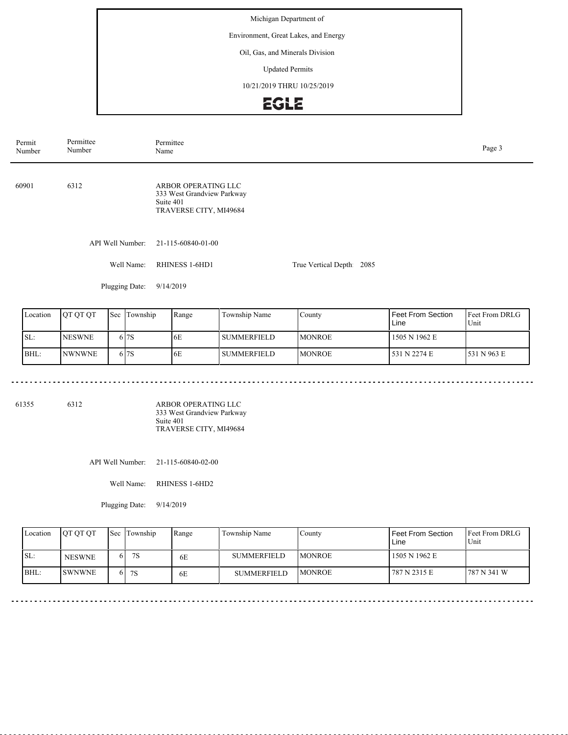Michigan Department of

Environment, Great Lakes, and Energy

Oil, Gas, and Minerals Division

Updated Permits

10/21/2019 THRU 10/25/2019

EGLE

| Permit Number | Permittee Number | Permittee Name |
|---|---|---|

60901 6312 ARBOR OPERATING LLC
333 West Grandview Parkway
Suite 401
TRAVERSE CITY, MI49684

API Well Number: 21-115-60840-01-00

Well Name: RHINESS 1-6HD1 True Vertical Depth: 2085

Plugging Date: 9/14/2019

| Location | QT QT QT | Sec | Township | Range | Township Name | County | Feet From Section Line | Feet From DRLG Unit |
|---|---|---|---|---|---|---|---|---|
| SL: | NESWNE | 6 | 7S | 6E | SUMMERFIELD | MONROE | 1505 N 1962 E | |
| BHL: | NWNWNE | 6 | 7S | 6E | SUMMERFIELD | MONROE | 531 N 2274 E | 531 N 963 E |

61355 6312 ARBOR OPERATING LLC
333 West Grandview Parkway
Suite 401
TRAVERSE CITY, MI49684

API Well Number: 21-115-60840-02-00

Well Name: RHINESS 1-6HD2

Plugging Date: 9/14/2019

| Location | QT QT QT | Sec | Township | Range | Township Name | County | Feet From Section Line | Feet From DRLG Unit |
|---|---|---|---|---|---|---|---|---|
| SL: | NESWNE | 6 | 7S | 6E | SUMMERFIELD | MONROE | 1505 N 1962 E | |
| BHL: | SWNWNE | 6 | 7S | 6E | SUMMERFIELD | MONROE | 787 N 2315 E | 787 N 341 W |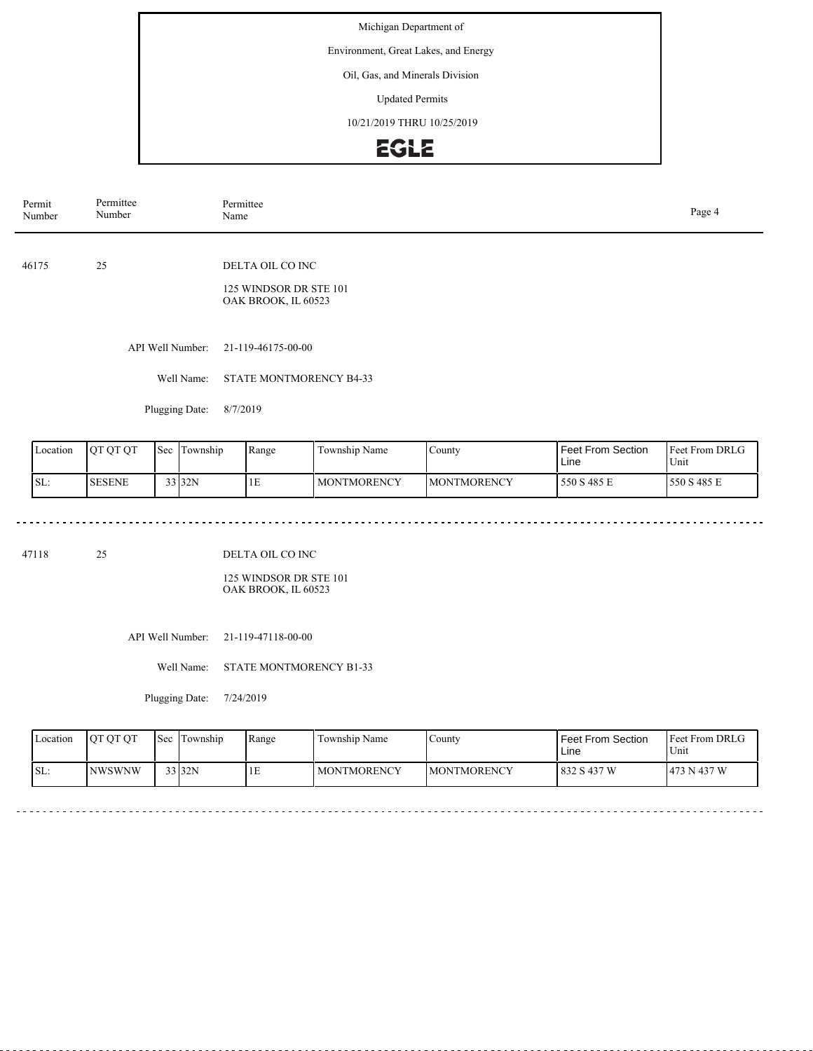Michigan Department of

Environment, Great Lakes, and Energy

Oil, Gas, and Minerals Division

Updated Permits

10/21/2019 THRU 10/25/2019

EGLE

| Permit Number | Permittee Number | Permittee Name |
|---|---|---|

46175 25 DELTA OIL CO INC

125 WINDSOR DR STE 101
OAK BROOK, IL 60523

API Well Number: 21-119-46175-00-00

Well Name: STATE MONTMORENCY B4-33

Plugging Date: 8/7/2019

| Location | QT QT QT | Sec | Township | Range | Township Name | County | Feet From Section Line | Feet From DRLG Unit |
|---|---|---|---|---|---|---|---|---|
| SL: | SESENE | 33 | 32N | 1E | MONTMORENCY | MONTMORENCY | 550 S 485 E | 550 S 485 E |

---

47118 25 DELTA OIL CO INC

125 WINDSOR DR STE 101
OAK BROOK, IL 60523

API Well Number: 21-119-47118-00-00

Well Name: STATE MONTMORENCY B1-33

Plugging Date: 7/24/2019

| Location | QT QT QT | Sec | Township | Range | Township Name | County | Feet From Section Line | Feet From DRLG Unit |
|---|---|---|---|---|---|---|---|---|
| SL: | NWSWNW | 33 | 32N | 1E | MONTMORENCY | MONTMORENCY | 832 S 437 W | 473 N 437 W |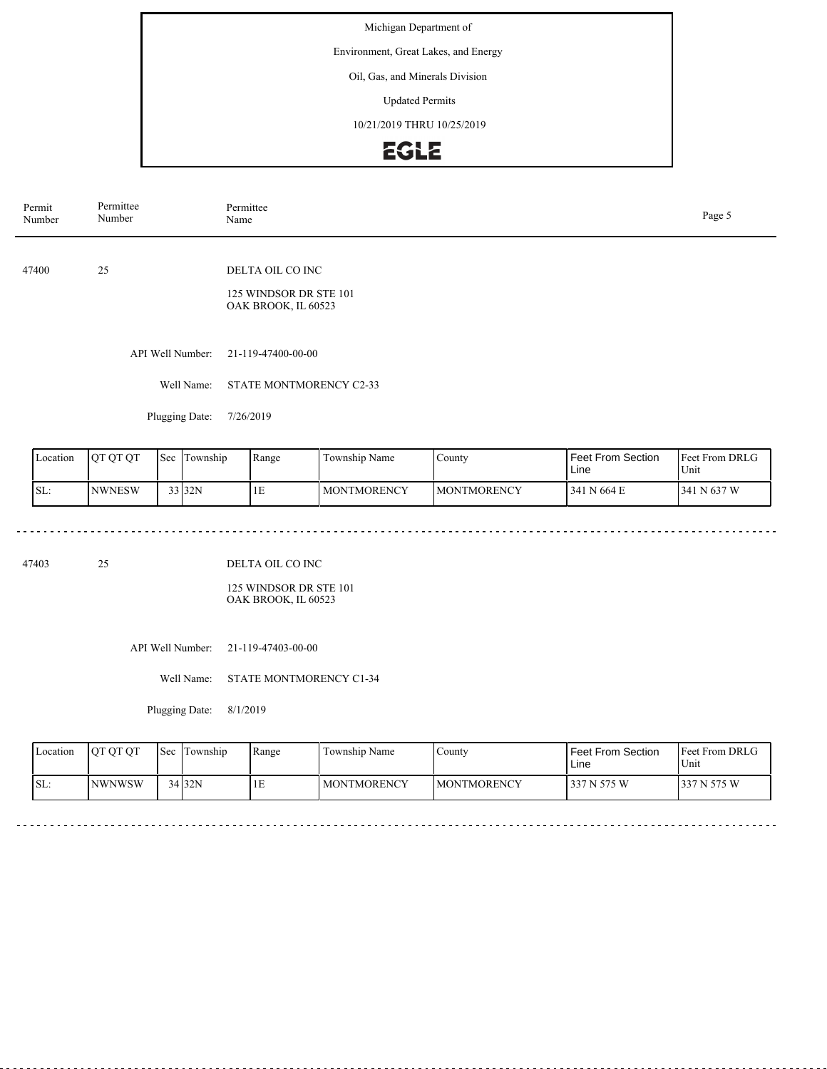Michigan Department of

Environment, Great Lakes, and Energy

Oil, Gas, and Minerals Division

Updated Permits

10/21/2019 THRU 10/25/2019

EGLE

| Permit Number | Permittee Number | Permittee Name |
|---|---|---|

47400 25 DELTA OIL CO INC

125 WINDSOR DR STE 101
OAK BROOK, IL 60523

API Well Number: 21-119-47400-00-00

Well Name: STATE MONTMORENCY C2-33

Plugging Date: 7/26/2019

| Location | QT QT QT | Sec | Township | Range | Township Name | County | Feet From Section Line | Feet From DRLG Unit |
|---|---|---|---|---|---|---|---|---|
| SL: | NWNESW | 33 | 32N | 1E | MONTMORENCY | MONTMORENCY | 341 N 664 E | 341 N 637 W |

---

47403 25 DELTA OIL CO INC

125 WINDSOR DR STE 101
OAK BROOK, IL 60523

API Well Number: 21-119-47403-00-00

Well Name: STATE MONTMORENCY C1-34

Plugging Date: 8/1/2019

| Location | QT QT QT | Sec | Township | Range | Township Name | County | Feet From Section Line | Feet From DRLG Unit |
|---|---|---|---|---|---|---|---|---|
| SL: | NWNWSW | 34 | 32N | 1E | MONTMORENCY | MONTMORENCY | 337 N 575 W | 337 N 575 W |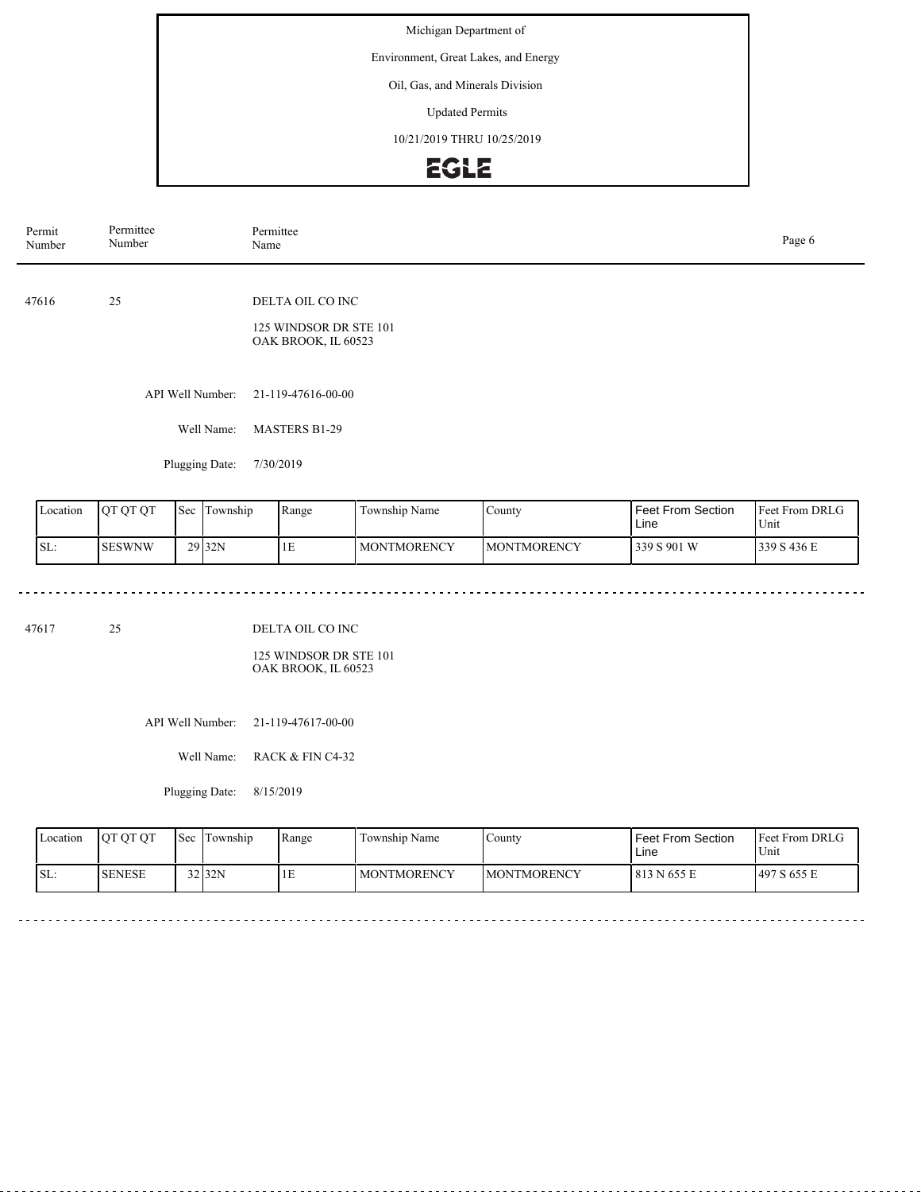| Permit Number | Permittee Number | Permittee Name |
|---|---|---|

47616 25 DELTA OIL CO INC

125 WINDSOR DR STE 101
OAK BROOK, IL 60523

API Well Number: 21-119-47616-00-00

Well Name: MASTERS B1-29

Plugging Date: 7/30/2019

| Location | QT QT QT | Sec | Township | Range | Township Name | County | Feet From Section Line | Feet From DRLG Unit |
|---|---|---|---|---|---|---|---|---|
| SL: | SESWNW | 29 | 32N | 1E | MONTMORENCY | MONTMORENCY | 339 S 901 W | 339 S 436 E |

---

47617 25 DELTA OIL CO INC

125 WINDSOR DR STE 101
OAK BROOK, IL 60523

API Well Number: 21-119-47617-00-00

Well Name: RACK & FIN C4-32

Plugging Date: 8/15/2019

| Location | QT QT QT | Sec | Township | Range | Township Name | County | Feet From Section Line | Feet From DRLG Unit |
|---|---|---|---|---|---|---|---|---|
| SL: | SENESE | 32 | 32N | 1E | MONTMORENCY | MONTMORENCY | 813 N 655 E | 497 S 655 E |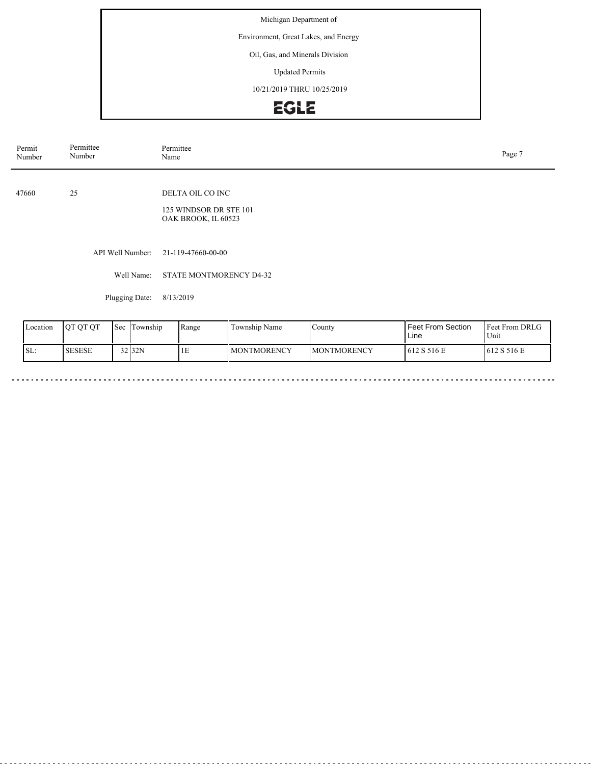Michigan Department of

Environment, Great Lakes, and Energy

Oil, Gas, and Minerals Division

Updated Permits

10/21/2019 THRU 10/25/2019

EGLE

| Permit Number | Permittee Number | Permittee Name |
|---|---|---|
| 47660 | 25 | DELTA OIL CO INC<br>125 WINDSOR DR STE 101<br>OAK BROOK, IL 60523 |

API Well Number: 21-119-47660-00-00

Well Name: STATE MONTMORENCY D4-32

Plugging Date: 8/13/2019

| Location | QT QT QT | Sec | Township | Range | Township Name | County | Feet From Section Line | Feet From DRLG Unit |
|---|---|---|---|---|---|---|---|---|
| SL: | SESESE | 32 | 32N | 1E | MONTMORENCY | MONTMORENCY | 612 S 516 E | 612 S 516 E |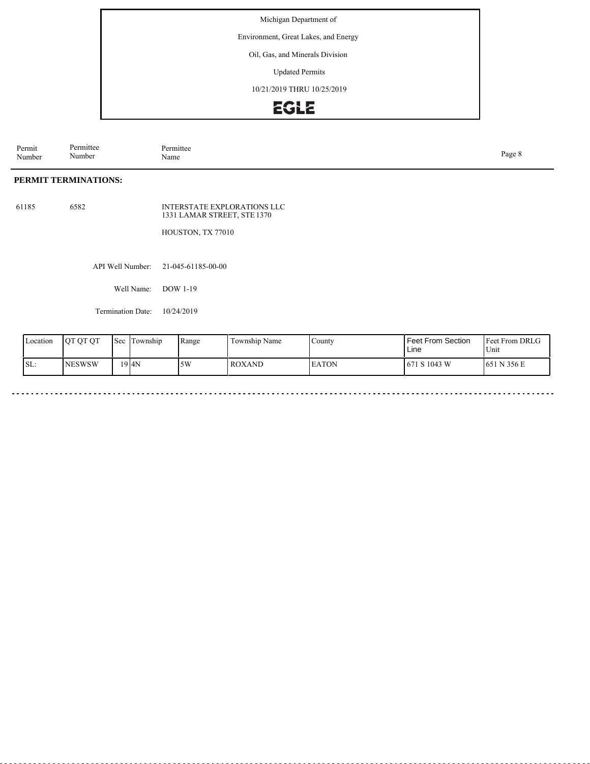Michigan Department of

Environment, Great Lakes, and Energy

Oil, Gas, and Minerals Division

Updated Permits

10/21/2019 THRU 10/25/2019

EGLE

| Permit Number | Permittee Number | Permittee Name |
|---|---|---|

**PERMIT TERMINATIONS:**

61185 6582 INTERSTATE EXPLORATIONS LLC
1331 LAMAR STREET, STE 1370

HOUSTON, TX 77010

API Well Number: 21-045-61185-00-00

Well Name: DOW 1-19

Termination Date: 10/24/2019

| Location | QT QT QT | Sec | Township | Range | Township Name | County | Feet From Section Line | Feet From DRLG Unit |
|---|---|---|---|---|---|---|---|---|
| SL: | NESWSW | 19 | 4N | 5W | ROXAND | EATON | 671 S 1043 W | 651 N 356 E |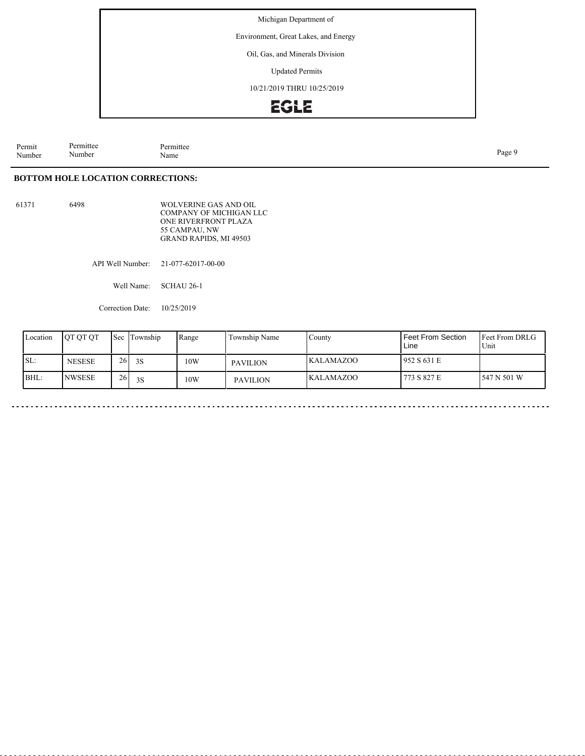| Permit Number | Permittee Number | Permittee Name |
|---|---|---|

## BOTTOM HOLE LOCATION CORRECTIONS:

61371 6498 WOLVERINE GAS AND OIL COMPANY OF MICHIGAN LLC
ONE RIVERFRONT PLAZA
55 CAMPAU, NW
GRAND RAPIDS, MI 49503

API Well Number: 21-077-62017-00-00

Well Name: SCHAU 26-1

Correction Date: 10/25/2019

| Location | QT QT QT | Sec | Township | Range | Township Name | County | Feet From Section Line | Feet From DRLG Unit |
|---|---|---|---|---|---|---|---|---|
| SL: | NESESE | 26 | 3S | 10W | PAVILION | KALAMAZOO | 952 S 631 E | |
| BHL: | NWSESE | 26 | 3S | 10W | PAVILION | KALAMAZOO | 773 S 827 E | 547 N 501 W |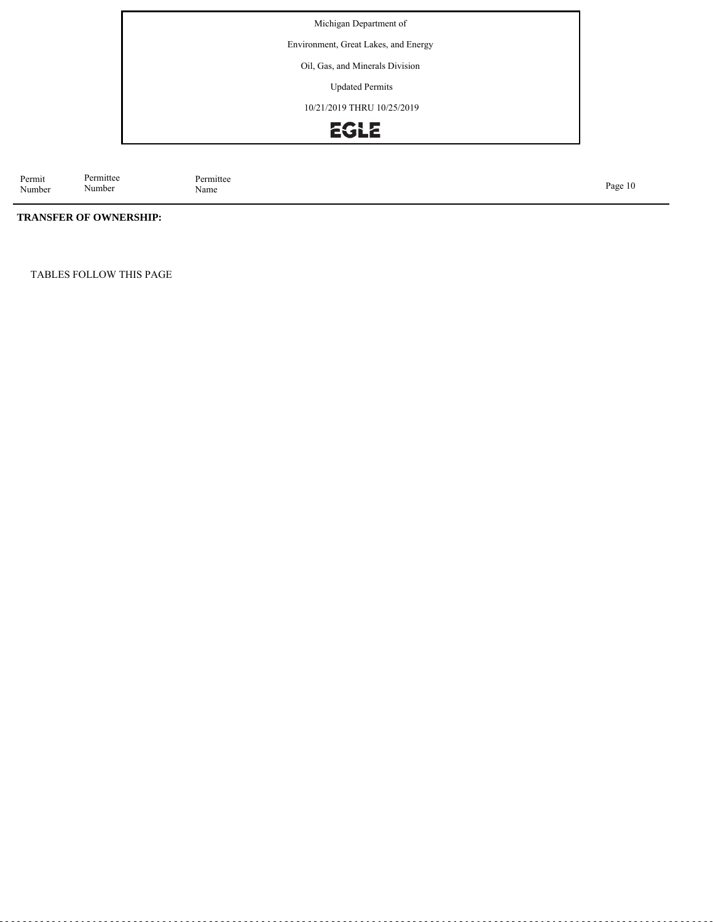Michigan Department of

Environment, Great Lakes, and Energy

Oil, Gas, and Minerals Division

Updated Permits

10/21/2019 THRU 10/25/2019

EGLE

| Permit Number | Permittee Number | Permittee Name |
|---|---|---|

**TRANSFER OF OWNERSHIP:**

TABLES FOLLOW THIS PAGE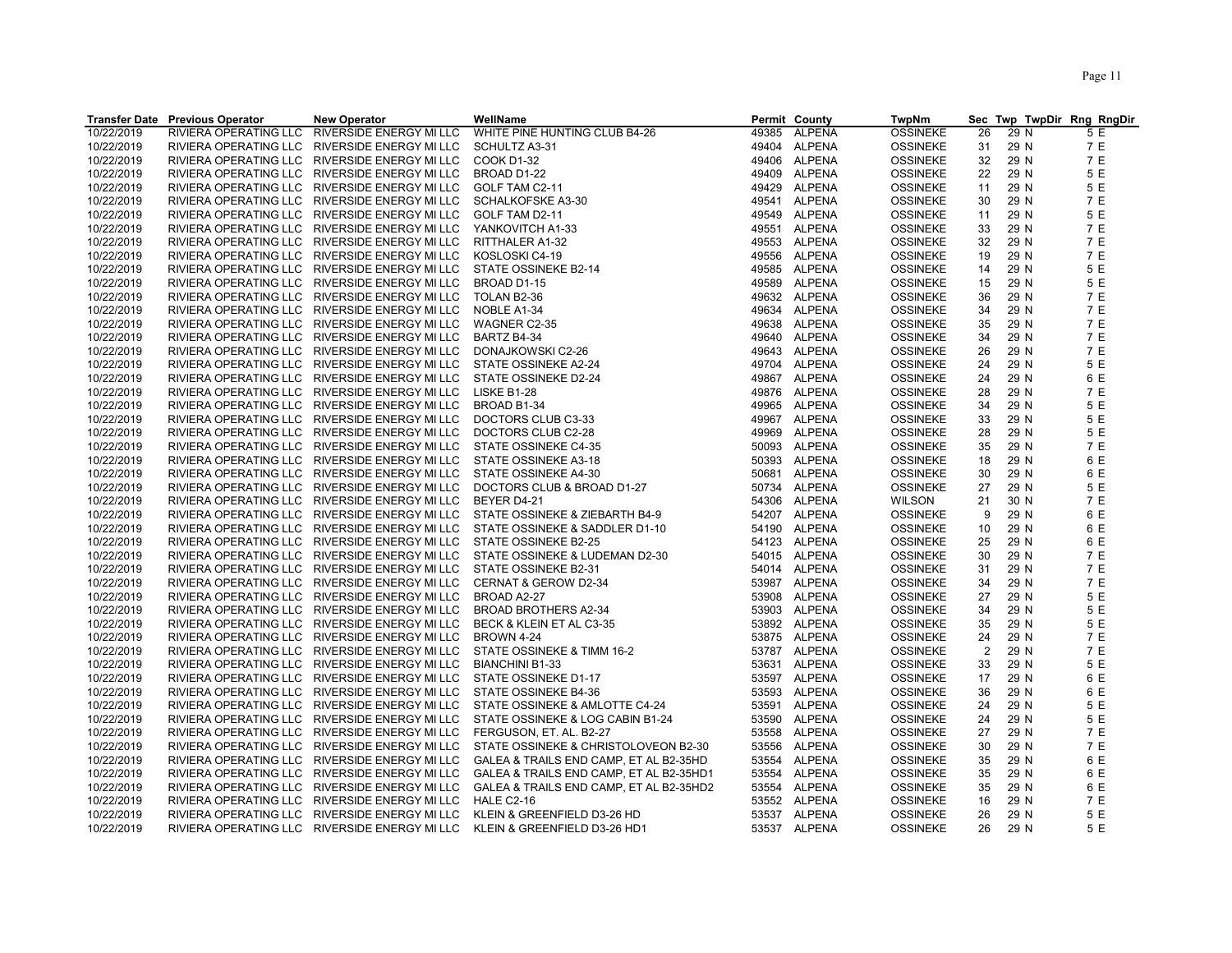| Transfer Date | Previous Operator | New Operator | WellName | Permit | County | TwpNm | Sec | Twp | TwpDir | Rng | RngDir |
|---|---|---|---|---|---|---|---|---|---|---|---|
| 10/22/2019 | RIVIERA OPERATING LLC | RIVERSIDE ENERGY MI LLC | WHITE PINE HUNTING CLUB B4-26 | 49385 | ALPENA | OSSINEKE | 26 | 29 | N | 5 | E |
| 10/22/2019 | RIVIERA OPERATING LLC | RIVERSIDE ENERGY MI LLC | SCHULTZ A3-31 | 49404 | ALPENA | OSSINEKE | 31 | 29 | N | 7 | E |
| 10/22/2019 | RIVIERA OPERATING LLC | RIVERSIDE ENERGY MI LLC | COOK D1-32 | 49406 | ALPENA | OSSINEKE | 32 | 29 | N | 7 | E |
| 10/22/2019 | RIVIERA OPERATING LLC | RIVERSIDE ENERGY MI LLC | BROAD D1-22 | 49409 | ALPENA | OSSINEKE | 22 | 29 | N | 5 | E |
| 10/22/2019 | RIVIERA OPERATING LLC | RIVERSIDE ENERGY MI LLC | GOLF TAM C2-11 | 49429 | ALPENA | OSSINEKE | 11 | 29 | N | 5 | E |
| 10/22/2019 | RIVIERA OPERATING LLC | RIVERSIDE ENERGY MI LLC | SCHALKOFSKE A3-30 | 49541 | ALPENA | OSSINEKE | 30 | 29 | N | 7 | E |
| 10/22/2019 | RIVIERA OPERATING LLC | RIVERSIDE ENERGY MI LLC | GOLF TAM D2-11 | 49549 | ALPENA | OSSINEKE | 11 | 29 | N | 5 | E |
| 10/22/2019 | RIVIERA OPERATING LLC | RIVERSIDE ENERGY MI LLC | YANKOVITCH A1-33 | 49551 | ALPENA | OSSINEKE | 33 | 29 | N | 7 | E |
| 10/22/2019 | RIVIERA OPERATING LLC | RIVERSIDE ENERGY MI LLC | RITTHALER A1-32 | 49553 | ALPENA | OSSINEKE | 32 | 29 | N | 7 | E |
| 10/22/2019 | RIVIERA OPERATING LLC | RIVERSIDE ENERGY MI LLC | KOSLOSKI C4-19 | 49556 | ALPENA | OSSINEKE | 19 | 29 | N | 7 | E |
| 10/22/2019 | RIVIERA OPERATING LLC | RIVERSIDE ENERGY MI LLC | STATE OSSINEKE B2-14 | 49585 | ALPENA | OSSINEKE | 14 | 29 | N | 5 | E |
| 10/22/2019 | RIVIERA OPERATING LLC | RIVERSIDE ENERGY MI LLC | BROAD D1-15 | 49589 | ALPENA | OSSINEKE | 15 | 29 | N | 5 | E |
| 10/22/2019 | RIVIERA OPERATING LLC | RIVERSIDE ENERGY MI LLC | TOLAN B2-36 | 49632 | ALPENA | OSSINEKE | 36 | 29 | N | 7 | E |
| 10/22/2019 | RIVIERA OPERATING LLC | RIVERSIDE ENERGY MI LLC | NOBLE A1-34 | 49634 | ALPENA | OSSINEKE | 34 | 29 | N | 7 | E |
| 10/22/2019 | RIVIERA OPERATING LLC | RIVERSIDE ENERGY MI LLC | WAGNER C2-35 | 49638 | ALPENA | OSSINEKE | 35 | 29 | N | 7 | E |
| 10/22/2019 | RIVIERA OPERATING LLC | RIVERSIDE ENERGY MI LLC | BARTZ B4-34 | 49640 | ALPENA | OSSINEKE | 34 | 29 | N | 7 | E |
| 10/22/2019 | RIVIERA OPERATING LLC | RIVERSIDE ENERGY MI LLC | DONAJKOWSKI C2-26 | 49643 | ALPENA | OSSINEKE | 26 | 29 | N | 7 | E |
| 10/22/2019 | RIVIERA OPERATING LLC | RIVERSIDE ENERGY MI LLC | STATE OSSINEKE A2-24 | 49704 | ALPENA | OSSINEKE | 24 | 29 | N | 5 | E |
| 10/22/2019 | RIVIERA OPERATING LLC | RIVERSIDE ENERGY MI LLC | STATE OSSINEKE D2-24 | 49867 | ALPENA | OSSINEKE | 24 | 29 | N | 6 | E |
| 10/22/2019 | RIVIERA OPERATING LLC | RIVERSIDE ENERGY MI LLC | LISKE B1-28 | 49876 | ALPENA | OSSINEKE | 28 | 29 | N | 7 | E |
| 10/22/2019 | RIVIERA OPERATING LLC | RIVERSIDE ENERGY MI LLC | BROAD B1-34 | 49965 | ALPENA | OSSINEKE | 34 | 29 | N | 5 | E |
| 10/22/2019 | RIVIERA OPERATING LLC | RIVERSIDE ENERGY MI LLC | DOCTORS CLUB C3-33 | 49967 | ALPENA | OSSINEKE | 33 | 29 | N | 5 | E |
| 10/22/2019 | RIVIERA OPERATING LLC | RIVERSIDE ENERGY MI LLC | DOCTORS CLUB C2-28 | 49969 | ALPENA | OSSINEKE | 28 | 29 | N | 5 | E |
| 10/22/2019 | RIVIERA OPERATING LLC | RIVERSIDE ENERGY MI LLC | STATE OSSINEKE C4-35 | 50093 | ALPENA | OSSINEKE | 35 | 29 | N | 7 | E |
| 10/22/2019 | RIVIERA OPERATING LLC | RIVERSIDE ENERGY MI LLC | STATE OSSINEKE A3-18 | 50393 | ALPENA | OSSINEKE | 18 | 29 | N | 6 | E |
| 10/22/2019 | RIVIERA OPERATING LLC | RIVERSIDE ENERGY MI LLC | STATE OSSINEKE A4-30 | 50681 | ALPENA | OSSINEKE | 30 | 29 | N | 6 | E |
| 10/22/2019 | RIVIERA OPERATING LLC | RIVERSIDE ENERGY MI LLC | DOCTORS CLUB & BROAD D1-27 | 50734 | ALPENA | OSSINEKE | 27 | 29 | N | 5 | E |
| 10/22/2019 | RIVIERA OPERATING LLC | RIVERSIDE ENERGY MI LLC | BEYER D4-21 | 54306 | ALPENA | WILSON | 21 | 30 | N | 7 | E |
| 10/22/2019 | RIVIERA OPERATING LLC | RIVERSIDE ENERGY MI LLC | STATE OSSINEKE & ZIEBARTH B4-9 | 54207 | ALPENA | OSSINEKE | 9 | 29 | N | 6 | E |
| 10/22/2019 | RIVIERA OPERATING LLC | RIVERSIDE ENERGY MI LLC | STATE OSSINEKE & SADDLER D1-10 | 54190 | ALPENA | OSSINEKE | 10 | 29 | N | 6 | E |
| 10/22/2019 | RIVIERA OPERATING LLC | RIVERSIDE ENERGY MI LLC | STATE OSSINEKE B2-25 | 54123 | ALPENA | OSSINEKE | 25 | 29 | N | 6 | E |
| 10/22/2019 | RIVIERA OPERATING LLC | RIVERSIDE ENERGY MI LLC | STATE OSSINEKE & LUDEMAN D2-30 | 54015 | ALPENA | OSSINEKE | 30 | 29 | N | 7 | E |
| 10/22/2019 | RIVIERA OPERATING LLC | RIVERSIDE ENERGY MI LLC | STATE OSSINEKE B2-31 | 54014 | ALPENA | OSSINEKE | 31 | 29 | N | 7 | E |
| 10/22/2019 | RIVIERA OPERATING LLC | RIVERSIDE ENERGY MI LLC | CERNAT & GEROW D2-34 | 53987 | ALPENA | OSSINEKE | 34 | 29 | N | 7 | E |
| 10/22/2019 | RIVIERA OPERATING LLC | RIVERSIDE ENERGY MI LLC | BROAD A2-27 | 53908 | ALPENA | OSSINEKE | 27 | 29 | N | 5 | E |
| 10/22/2019 | RIVIERA OPERATING LLC | RIVERSIDE ENERGY MI LLC | BROAD BROTHERS A2-34 | 53903 | ALPENA | OSSINEKE | 34 | 29 | N | 5 | E |
| 10/22/2019 | RIVIERA OPERATING LLC | RIVERSIDE ENERGY MI LLC | BECK & KLEIN ET AL C3-35 | 53892 | ALPENA | OSSINEKE | 35 | 29 | N | 5 | E |
| 10/22/2019 | RIVIERA OPERATING LLC | RIVERSIDE ENERGY MI LLC | BROWN 4-24 | 53875 | ALPENA | OSSINEKE | 24 | 29 | N | 7 | E |
| 10/22/2019 | RIVIERA OPERATING LLC | RIVERSIDE ENERGY MI LLC | STATE OSSINEKE & TIMM 16-2 | 53787 | ALPENA | OSSINEKE | 2 | 29 | N | 7 | E |
| 10/22/2019 | RIVIERA OPERATING LLC | RIVERSIDE ENERGY MI LLC | BIANCHINI B1-33 | 53631 | ALPENA | OSSINEKE | 33 | 29 | N | 5 | E |
| 10/22/2019 | RIVIERA OPERATING LLC | RIVERSIDE ENERGY MI LLC | STATE OSSINEKE D1-17 | 53597 | ALPENA | OSSINEKE | 17 | 29 | N | 6 | E |
| 10/22/2019 | RIVIERA OPERATING LLC | RIVERSIDE ENERGY MI LLC | STATE OSSINEKE B4-36 | 53593 | ALPENA | OSSINEKE | 36 | 29 | N | 6 | E |
| 10/22/2019 | RIVIERA OPERATING LLC | RIVERSIDE ENERGY MI LLC | STATE OSSINEKE & AMLOTTE C4-24 | 53591 | ALPENA | OSSINEKE | 24 | 29 | N | 5 | E |
| 10/22/2019 | RIVIERA OPERATING LLC | RIVERSIDE ENERGY MI LLC | STATE OSSINEKE & LOG CABIN B1-24 | 53590 | ALPENA | OSSINEKE | 24 | 29 | N | 5 | E |
| 10/22/2019 | RIVIERA OPERATING LLC | RIVERSIDE ENERGY MI LLC | FERGUSON, ET. AL. B2-27 | 53558 | ALPENA | OSSINEKE | 27 | 29 | N | 7 | E |
| 10/22/2019 | RIVIERA OPERATING LLC | RIVERSIDE ENERGY MI LLC | STATE OSSINEKE & CHRISTOLOVEON B2-30 | 53556 | ALPENA | OSSINEKE | 30 | 29 | N | 7 | E |
| 10/22/2019 | RIVIERA OPERATING LLC | RIVERSIDE ENERGY MI LLC | GALEA & TRAILS END CAMP, ET AL B2-35HD | 53554 | ALPENA | OSSINEKE | 35 | 29 | N | 6 | E |
| 10/22/2019 | RIVIERA OPERATING LLC | RIVERSIDE ENERGY MI LLC | GALEA & TRAILS END CAMP, ET AL B2-35HD1 | 53554 | ALPENA | OSSINEKE | 35 | 29 | N | 6 | E |
| 10/22/2019 | RIVIERA OPERATING LLC | RIVERSIDE ENERGY MI LLC | GALEA & TRAILS END CAMP, ET AL B2-35HD2 | 53554 | ALPENA | OSSINEKE | 35 | 29 | N | 6 | E |
| 10/22/2019 | RIVIERA OPERATING LLC | RIVERSIDE ENERGY MI LLC | HALE C2-16 | 53552 | ALPENA | OSSINEKE | 16 | 29 | N | 7 | E |
| 10/22/2019 | RIVIERA OPERATING LLC | RIVERSIDE ENERGY MI LLC | KLEIN & GREENFIELD D3-26 HD | 53537 | ALPENA | OSSINEKE | 26 | 29 | N | 5 | E |
| 10/22/2019 | RIVIERA OPERATING LLC | RIVERSIDE ENERGY MI LLC | KLEIN & GREENFIELD D3-26 HD1 | 53537 | ALPENA | OSSINEKE | 26 | 29 | N | 5 | E |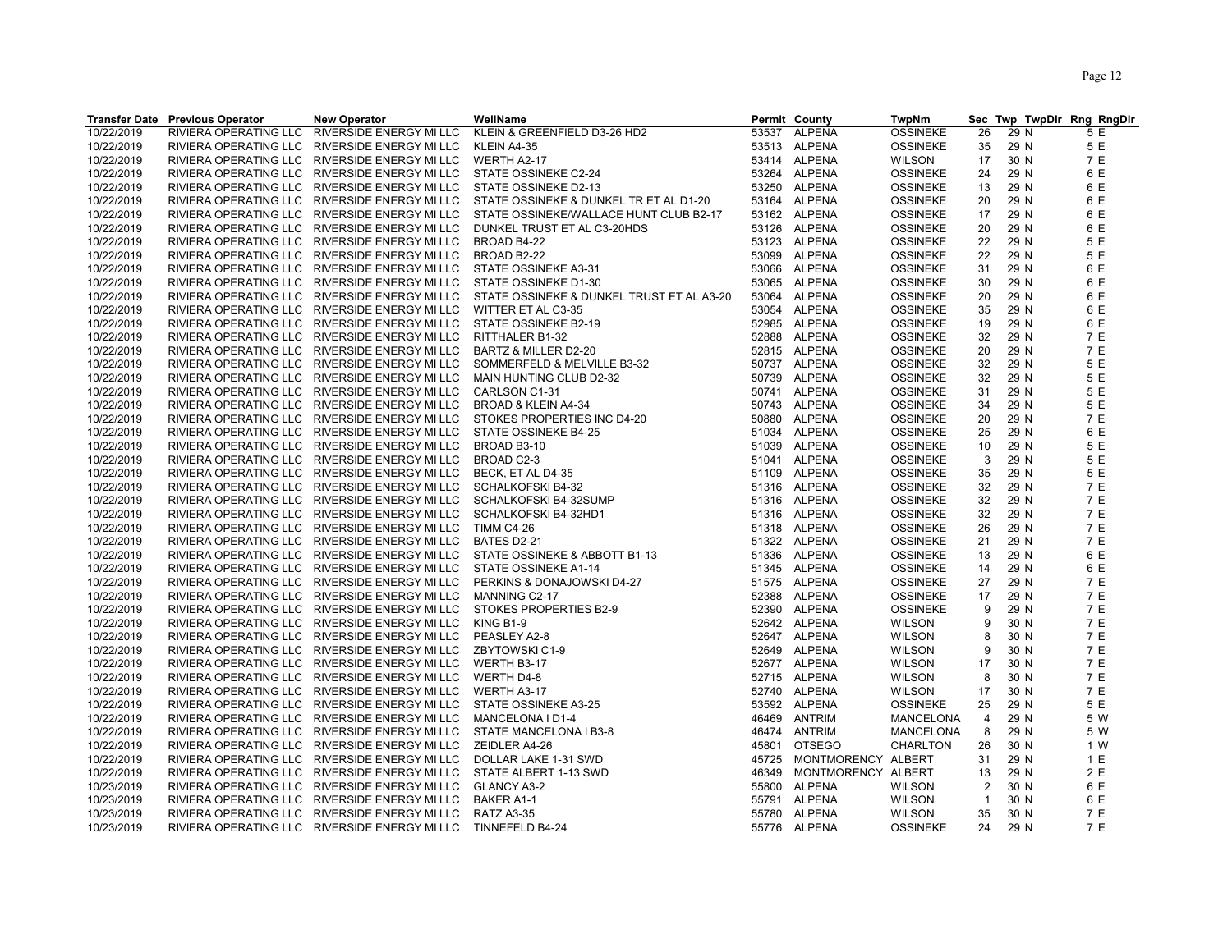| Transfer Date | Previous Operator | New Operator | WellName | Permit | County | TwpNm | Sec | Twp | TwpDir | Rng | RngDir |
|---|---|---|---|---|---|---|---|---|---|---|---|
| 10/22/2019 | RIVIERA OPERATING LLC | RIVERSIDE ENERGY MI LLC | KLEIN & GREENFIELD D3-26 HD2 | 53537 | ALPENA | OSSINEKE | 26 | 29 | N | 5 | E |
| 10/22/2019 | RIVIERA OPERATING LLC | RIVERSIDE ENERGY MI LLC | KLEIN A4-35 | 53513 | ALPENA | OSSINEKE | 35 | 29 | N | 5 | E |
| 10/22/2019 | RIVIERA OPERATING LLC | RIVERSIDE ENERGY MI LLC | WERTH A2-17 | 53414 | ALPENA | WILSON | 17 | 30 | N | 7 | E |
| 10/22/2019 | RIVIERA OPERATING LLC | RIVERSIDE ENERGY MI LLC | STATE OSSINEKE C2-24 | 53264 | ALPENA | OSSINEKE | 24 | 29 | N | 6 | E |
| 10/22/2019 | RIVIERA OPERATING LLC | RIVERSIDE ENERGY MI LLC | STATE OSSINEKE D2-13 | 53250 | ALPENA | OSSINEKE | 13 | 29 | N | 6 | E |
| 10/22/2019 | RIVIERA OPERATING LLC | RIVERSIDE ENERGY MI LLC | STATE OSSINEKE & DUNKEL TR ET AL D1-20 | 53164 | ALPENA | OSSINEKE | 20 | 29 | N | 6 | E |
| 10/22/2019 | RIVIERA OPERATING LLC | RIVERSIDE ENERGY MI LLC | STATE OSSINEKE/WALLACE HUNT CLUB B2-17 | 53162 | ALPENA | OSSINEKE | 17 | 29 | N | 6 | E |
| 10/22/2019 | RIVIERA OPERATING LLC | RIVERSIDE ENERGY MI LLC | DUNKEL TRUST ET AL C3-20HDS | 53126 | ALPENA | OSSINEKE | 20 | 29 | N | 6 | E |
| 10/22/2019 | RIVIERA OPERATING LLC | RIVERSIDE ENERGY MI LLC | BROAD B4-22 | 53123 | ALPENA | OSSINEKE | 22 | 29 | N | 5 | E |
| 10/22/2019 | RIVIERA OPERATING LLC | RIVERSIDE ENERGY MI LLC | BROAD B2-22 | 53099 | ALPENA | OSSINEKE | 22 | 29 | N | 5 | E |
| 10/22/2019 | RIVIERA OPERATING LLC | RIVERSIDE ENERGY MI LLC | STATE OSSINEKE A3-31 | 53066 | ALPENA | OSSINEKE | 31 | 29 | N | 6 | E |
| 10/22/2019 | RIVIERA OPERATING LLC | RIVERSIDE ENERGY MI LLC | STATE OSSINEKE D1-30 | 53065 | ALPENA | OSSINEKE | 30 | 29 | N | 6 | E |
| 10/22/2019 | RIVIERA OPERATING LLC | RIVERSIDE ENERGY MI LLC | STATE OSSINEKE & DUNKEL TRUST ET AL A3-20 | 53064 | ALPENA | OSSINEKE | 20 | 29 | N | 6 | E |
| 10/22/2019 | RIVIERA OPERATING LLC | RIVERSIDE ENERGY MI LLC | WITTER ET AL C3-35 | 53054 | ALPENA | OSSINEKE | 35 | 29 | N | 6 | E |
| 10/22/2019 | RIVIERA OPERATING LLC | RIVERSIDE ENERGY MI LLC | STATE OSSINEKE B2-19 | 52985 | ALPENA | OSSINEKE | 19 | 29 | N | 6 | E |
| 10/22/2019 | RIVIERA OPERATING LLC | RIVERSIDE ENERGY MI LLC | RITTHALER B1-32 | 52888 | ALPENA | OSSINEKE | 32 | 29 | N | 7 | E |
| 10/22/2019 | RIVIERA OPERATING LLC | RIVERSIDE ENERGY MI LLC | BARTZ & MILLER D2-20 | 52815 | ALPENA | OSSINEKE | 20 | 29 | N | 7 | E |
| 10/22/2019 | RIVIERA OPERATING LLC | RIVERSIDE ENERGY MI LLC | SOMMERFELD & MELVILLE B3-32 | 50737 | ALPENA | OSSINEKE | 32 | 29 | N | 5 | E |
| 10/22/2019 | RIVIERA OPERATING LLC | RIVERSIDE ENERGY MI LLC | MAIN HUNTING CLUB D2-32 | 50739 | ALPENA | OSSINEKE | 32 | 29 | N | 5 | E |
| 10/22/2019 | RIVIERA OPERATING LLC | RIVERSIDE ENERGY MI LLC | CARLSON C1-31 | 50741 | ALPENA | OSSINEKE | 31 | 29 | N | 5 | E |
| 10/22/2019 | RIVIERA OPERATING LLC | RIVERSIDE ENERGY MI LLC | BROAD & KLEIN A4-34 | 50743 | ALPENA | OSSINEKE | 34 | 29 | N | 5 | E |
| 10/22/2019 | RIVIERA OPERATING LLC | RIVERSIDE ENERGY MI LLC | STOKES PROPERTIES INC D4-20 | 50880 | ALPENA | OSSINEKE | 20 | 29 | N | 7 | E |
| 10/22/2019 | RIVIERA OPERATING LLC | RIVERSIDE ENERGY MI LLC | STATE OSSINEKE B4-25 | 51034 | ALPENA | OSSINEKE | 25 | 29 | N | 6 | E |
| 10/22/2019 | RIVIERA OPERATING LLC | RIVERSIDE ENERGY MI LLC | BROAD B3-10 | 51039 | ALPENA | OSSINEKE | 10 | 29 | N | 5 | E |
| 10/22/2019 | RIVIERA OPERATING LLC | RIVERSIDE ENERGY MI LLC | BROAD C2-3 | 51041 | ALPENA | OSSINEKE | 3 | 29 | N | 5 | E |
| 10/22/2019 | RIVIERA OPERATING LLC | RIVERSIDE ENERGY MI LLC | BECK, ET AL D4-35 | 51109 | ALPENA | OSSINEKE | 35 | 29 | N | 5 | E |
| 10/22/2019 | RIVIERA OPERATING LLC | RIVERSIDE ENERGY MI LLC | SCHALKOFSKI B4-32 | 51316 | ALPENA | OSSINEKE | 32 | 29 | N | 7 | E |
| 10/22/2019 | RIVIERA OPERATING LLC | RIVERSIDE ENERGY MI LLC | SCHALKOFSKI B4-32SUMP | 51316 | ALPENA | OSSINEKE | 32 | 29 | N | 7 | E |
| 10/22/2019 | RIVIERA OPERATING LLC | RIVERSIDE ENERGY MI LLC | SCHALKOFSKI B4-32HD1 | 51316 | ALPENA | OSSINEKE | 32 | 29 | N | 7 | E |
| 10/22/2019 | RIVIERA OPERATING LLC | RIVERSIDE ENERGY MI LLC | TIMM C4-26 | 51318 | ALPENA | OSSINEKE | 26 | 29 | N | 7 | E |
| 10/22/2019 | RIVIERA OPERATING LLC | RIVERSIDE ENERGY MI LLC | BATES D2-21 | 51322 | ALPENA | OSSINEKE | 21 | 29 | N | 7 | E |
| 10/22/2019 | RIVIERA OPERATING LLC | RIVERSIDE ENERGY MI LLC | STATE OSSINEKE & ABBOTT B1-13 | 51336 | ALPENA | OSSINEKE | 13 | 29 | N | 6 | E |
| 10/22/2019 | RIVIERA OPERATING LLC | RIVERSIDE ENERGY MI LLC | STATE OSSINEKE A1-14 | 51345 | ALPENA | OSSINEKE | 14 | 29 | N | 6 | E |
| 10/22/2019 | RIVIERA OPERATING LLC | RIVERSIDE ENERGY MI LLC | PERKINS & DONAJOWSKI D4-27 | 51575 | ALPENA | OSSINEKE | 27 | 29 | N | 7 | E |
| 10/22/2019 | RIVIERA OPERATING LLC | RIVERSIDE ENERGY MI LLC | MANNING C2-17 | 52388 | ALPENA | OSSINEKE | 17 | 29 | N | 7 | E |
| 10/22/2019 | RIVIERA OPERATING LLC | RIVERSIDE ENERGY MI LLC | STOKES PROPERTIES B2-9 | 52390 | ALPENA | OSSINEKE | 9 | 29 | N | 7 | E |
| 10/22/2019 | RIVIERA OPERATING LLC | RIVERSIDE ENERGY MI LLC | KING B1-9 | 52642 | ALPENA | WILSON | 9 | 30 | N | 7 | E |
| 10/22/2019 | RIVIERA OPERATING LLC | RIVERSIDE ENERGY MI LLC | PEASLEY A2-8 | 52647 | ALPENA | WILSON | 8 | 30 | N | 7 | E |
| 10/22/2019 | RIVIERA OPERATING LLC | RIVERSIDE ENERGY MI LLC | ZBYTOWSKI C1-9 | 52649 | ALPENA | WILSON | 9 | 30 | N | 7 | E |
| 10/22/2019 | RIVIERA OPERATING LLC | RIVERSIDE ENERGY MI LLC | WERTH B3-17 | 52677 | ALPENA | WILSON | 17 | 30 | N | 7 | E |
| 10/22/2019 | RIVIERA OPERATING LLC | RIVERSIDE ENERGY MI LLC | WERTH D4-8 | 52715 | ALPENA | WILSON | 8 | 30 | N | 7 | E |
| 10/22/2019 | RIVIERA OPERATING LLC | RIVERSIDE ENERGY MI LLC | WERTH A3-17 | 52740 | ALPENA | WILSON | 17 | 30 | N | 7 | E |
| 10/22/2019 | RIVIERA OPERATING LLC | RIVERSIDE ENERGY MI LLC | STATE OSSINEKE A3-25 | 53592 | ALPENA | OSSINEKE | 25 | 29 | N | 5 | E |
| 10/22/2019 | RIVIERA OPERATING LLC | RIVERSIDE ENERGY MI LLC | MANCELONA I D1-4 | 46469 | ANTRIM | MANCELONA | 4 | 29 | N | 5 | W |
| 10/22/2019 | RIVIERA OPERATING LLC | RIVERSIDE ENERGY MI LLC | STATE MANCELONA I B3-8 | 46474 | ANTRIM | MANCELONA | 8 | 29 | N | 5 | W |
| 10/22/2019 | RIVIERA OPERATING LLC | RIVERSIDE ENERGY MI LLC | ZEIDLER A4-26 | 45801 | OTSEGO | CHARLTON | 26 | 30 | N | 1 | W |
| 10/22/2019 | RIVIERA OPERATING LLC | RIVERSIDE ENERGY MI LLC | DOLLAR LAKE 1-31 SWD | 45725 | MONTMORENCY | ALBERT | 31 | 29 | N | 1 | E |
| 10/22/2019 | RIVIERA OPERATING LLC | RIVERSIDE ENERGY MI LLC | STATE ALBERT 1-13 SWD | 46349 | MONTMORENCY | ALBERT | 13 | 29 | N | 2 | E |
| 10/23/2019 | RIVIERA OPERATING LLC | RIVERSIDE ENERGY MI LLC | GLANCY A3-2 | 55800 | ALPENA | WILSON | 2 | 30 | N | 6 | E |
| 10/23/2019 | RIVIERA OPERATING LLC | RIVERSIDE ENERGY MI LLC | BAKER A1-1 | 55791 | ALPENA | WILSON | 1 | 30 | N | 6 | E |
| 10/23/2019 | RIVIERA OPERATING LLC | RIVERSIDE ENERGY MI LLC | RATZ A3-35 | 55780 | ALPENA | WILSON | 35 | 30 | N | 7 | E |
| 10/23/2019 | RIVIERA OPERATING LLC | RIVERSIDE ENERGY MI LLC | TINNEFELD B4-24 | 55776 | ALPENA | OSSINEKE | 24 | 29 | N | 7 | E |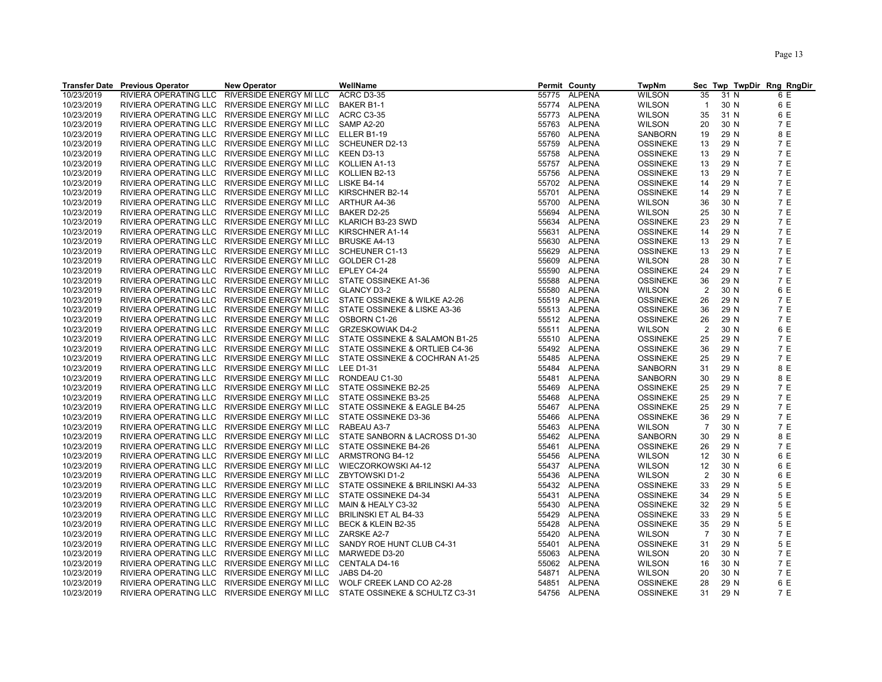| Transfer Date | Previous Operator | New Operator | WellName | Permit | County | TwpNm | Sec | Twp | TwpDir | Rng | RngDir |
|---|---|---|---|---|---|---|---|---|---|---|---|
| 10/23/2019 | RIVIERA OPERATING LLC | RIVERSIDE ENERGY MI LLC | ACRC D3-35 | 55775 | ALPENA | WILSON | 35 | 31 | N | 6 | E |
| 10/23/2019 | RIVIERA OPERATING LLC | RIVERSIDE ENERGY MI LLC | BAKER B1-1 | 55774 | ALPENA | WILSON | 1 | 30 | N | 6 | E |
| 10/23/2019 | RIVIERA OPERATING LLC | RIVERSIDE ENERGY MI LLC | ACRC C3-35 | 55773 | ALPENA | WILSON | 35 | 31 | N | 6 | E |
| 10/23/2019 | RIVIERA OPERATING LLC | RIVERSIDE ENERGY MI LLC | SAMP A2-20 | 55763 | ALPENA | WILSON | 20 | 30 | N | 7 | E |
| 10/23/2019 | RIVIERA OPERATING LLC | RIVERSIDE ENERGY MI LLC | ELLER B1-19 | 55760 | ALPENA | SANBORN | 19 | 29 | N | 8 | E |
| 10/23/2019 | RIVIERA OPERATING LLC | RIVERSIDE ENERGY MI LLC | SCHEUNER D2-13 | 55759 | ALPENA | OSSINEKE | 13 | 29 | N | 7 | E |
| 10/23/2019 | RIVIERA OPERATING LLC | RIVERSIDE ENERGY MI LLC | KEEN D3-13 | 55758 | ALPENA | OSSINEKE | 13 | 29 | N | 7 | E |
| 10/23/2019 | RIVIERA OPERATING LLC | RIVERSIDE ENERGY MI LLC | KOLLIEN A1-13 | 55757 | ALPENA | OSSINEKE | 13 | 29 | N | 7 | E |
| 10/23/2019 | RIVIERA OPERATING LLC | RIVERSIDE ENERGY MI LLC | KOLLIEN B2-13 | 55756 | ALPENA | OSSINEKE | 13 | 29 | N | 7 | E |
| 10/23/2019 | RIVIERA OPERATING LLC | RIVERSIDE ENERGY MI LLC | LISKE B4-14 | 55702 | ALPENA | OSSINEKE | 14 | 29 | N | 7 | E |
| 10/23/2019 | RIVIERA OPERATING LLC | RIVERSIDE ENERGY MI LLC | KIRSCHNER B2-14 | 55701 | ALPENA | OSSINEKE | 14 | 29 | N | 7 | E |
| 10/23/2019 | RIVIERA OPERATING LLC | RIVERSIDE ENERGY MI LLC | ARTHUR A4-36 | 55700 | ALPENA | WILSON | 36 | 30 | N | 7 | E |
| 10/23/2019 | RIVIERA OPERATING LLC | RIVERSIDE ENERGY MI LLC | BAKER D2-25 | 55694 | ALPENA | WILSON | 25 | 30 | N | 7 | E |
| 10/23/2019 | RIVIERA OPERATING LLC | RIVERSIDE ENERGY MI LLC | KLARICH B3-23 SWD | 55634 | ALPENA | OSSINEKE | 23 | 29 | N | 7 | E |
| 10/23/2019 | RIVIERA OPERATING LLC | RIVERSIDE ENERGY MI LLC | KIRSCHNER A1-14 | 55631 | ALPENA | OSSINEKE | 14 | 29 | N | 7 | E |
| 10/23/2019 | RIVIERA OPERATING LLC | RIVERSIDE ENERGY MI LLC | BRUSKE A4-13 | 55630 | ALPENA | OSSINEKE | 13 | 29 | N | 7 | E |
| 10/23/2019 | RIVIERA OPERATING LLC | RIVERSIDE ENERGY MI LLC | SCHEUNER C1-13 | 55629 | ALPENA | OSSINEKE | 13 | 29 | N | 7 | E |
| 10/23/2019 | RIVIERA OPERATING LLC | RIVERSIDE ENERGY MI LLC | GOLDER C1-28 | 55609 | ALPENA | WILSON | 28 | 30 | N | 7 | E |
| 10/23/2019 | RIVIERA OPERATING LLC | RIVERSIDE ENERGY MI LLC | EPLEY C4-24 | 55590 | ALPENA | OSSINEKE | 24 | 29 | N | 7 | E |
| 10/23/2019 | RIVIERA OPERATING LLC | RIVERSIDE ENERGY MI LLC | STATE OSSINEKE A1-36 | 55588 | ALPENA | OSSINEKE | 36 | 29 | N | 7 | E |
| 10/23/2019 | RIVIERA OPERATING LLC | RIVERSIDE ENERGY MI LLC | GLANCY D3-2 | 55580 | ALPENA | WILSON | 2 | 30 | N | 6 | E |
| 10/23/2019 | RIVIERA OPERATING LLC | RIVERSIDE ENERGY MI LLC | STATE OSSINEKE & WILKE A2-26 | 55519 | ALPENA | OSSINEKE | 26 | 29 | N | 7 | E |
| 10/23/2019 | RIVIERA OPERATING LLC | RIVERSIDE ENERGY MI LLC | STATE OSSINEKE & LISKE A3-36 | 55513 | ALPENA | OSSINEKE | 36 | 29 | N | 7 | E |
| 10/23/2019 | RIVIERA OPERATING LLC | RIVERSIDE ENERGY MI LLC | OSBORN C1-26 | 55512 | ALPENA | OSSINEKE | 26 | 29 | N | 7 | E |
| 10/23/2019 | RIVIERA OPERATING LLC | RIVERSIDE ENERGY MI LLC | GRZESKOWIAK D4-2 | 55511 | ALPENA | WILSON | 2 | 30 | N | 6 | E |
| 10/23/2019 | RIVIERA OPERATING LLC | RIVERSIDE ENERGY MI LLC | STATE OSSINEKE & SALAMON B1-25 | 55510 | ALPENA | OSSINEKE | 25 | 29 | N | 7 | E |
| 10/23/2019 | RIVIERA OPERATING LLC | RIVERSIDE ENERGY MI LLC | STATE OSSINEKE & ORTLIEB C4-36 | 55492 | ALPENA | OSSINEKE | 36 | 29 | N | 7 | E |
| 10/23/2019 | RIVIERA OPERATING LLC | RIVERSIDE ENERGY MI LLC | STATE OSSINEKE & COCHRAN A1-25 | 55485 | ALPENA | OSSINEKE | 25 | 29 | N | 7 | E |
| 10/23/2019 | RIVIERA OPERATING LLC | RIVERSIDE ENERGY MI LLC | LEE D1-31 | 55484 | ALPENA | SANBORN | 31 | 29 | N | 8 | E |
| 10/23/2019 | RIVIERA OPERATING LLC | RIVERSIDE ENERGY MI LLC | RONDEAU C1-30 | 55481 | ALPENA | SANBORN | 30 | 29 | N | 8 | E |
| 10/23/2019 | RIVIERA OPERATING LLC | RIVERSIDE ENERGY MI LLC | STATE OSSINEKE B2-25 | 55469 | ALPENA | OSSINEKE | 25 | 29 | N | 7 | E |
| 10/23/2019 | RIVIERA OPERATING LLC | RIVERSIDE ENERGY MI LLC | STATE OSSINEKE B3-25 | 55468 | ALPENA | OSSINEKE | 25 | 29 | N | 7 | E |
| 10/23/2019 | RIVIERA OPERATING LLC | RIVERSIDE ENERGY MI LLC | STATE OSSINEKE & EAGLE B4-25 | 55467 | ALPENA | OSSINEKE | 25 | 29 | N | 7 | E |
| 10/23/2019 | RIVIERA OPERATING LLC | RIVERSIDE ENERGY MI LLC | STATE OSSINEKE D3-36 | 55466 | ALPENA | OSSINEKE | 36 | 29 | N | 7 | E |
| 10/23/2019 | RIVIERA OPERATING LLC | RIVERSIDE ENERGY MI LLC | RABEAU A3-7 | 55463 | ALPENA | WILSON | 7 | 30 | N | 7 | E |
| 10/23/2019 | RIVIERA OPERATING LLC | RIVERSIDE ENERGY MI LLC | STATE SANBORN & LACROSS D1-30 | 55462 | ALPENA | SANBORN | 30 | 29 | N | 8 | E |
| 10/23/2019 | RIVIERA OPERATING LLC | RIVERSIDE ENERGY MI LLC | STATE OSSINEKE B4-26 | 55461 | ALPENA | OSSINEKE | 26 | 29 | N | 7 | E |
| 10/23/2019 | RIVIERA OPERATING LLC | RIVERSIDE ENERGY MI LLC | ARMSTRONG B4-12 | 55456 | ALPENA | WILSON | 12 | 30 | N | 6 | E |
| 10/23/2019 | RIVIERA OPERATING LLC | RIVERSIDE ENERGY MI LLC | WIECZORKOWSKI A4-12 | 55437 | ALPENA | WILSON | 12 | 30 | N | 6 | E |
| 10/23/2019 | RIVIERA OPERATING LLC | RIVERSIDE ENERGY MI LLC | ZBYTOWSKI D1-2 | 55436 | ALPENA | WILSON | 2 | 30 | N | 6 | E |
| 10/23/2019 | RIVIERA OPERATING LLC | RIVERSIDE ENERGY MI LLC | STATE OSSINEKE & BRILINSKI A4-33 | 55432 | ALPENA | OSSINEKE | 33 | 29 | N | 5 | E |
| 10/23/2019 | RIVIERA OPERATING LLC | RIVERSIDE ENERGY MI LLC | STATE OSSINEKE D4-34 | 55431 | ALPENA | OSSINEKE | 34 | 29 | N | 5 | E |
| 10/23/2019 | RIVIERA OPERATING LLC | RIVERSIDE ENERGY MI LLC | MAIN & HEALY C3-32 | 55430 | ALPENA | OSSINEKE | 32 | 29 | N | 5 | E |
| 10/23/2019 | RIVIERA OPERATING LLC | RIVERSIDE ENERGY MI LLC | BRILINSKI ET AL B4-33 | 55429 | ALPENA | OSSINEKE | 33 | 29 | N | 5 | E |
| 10/23/2019 | RIVIERA OPERATING LLC | RIVERSIDE ENERGY MI LLC | BECK & KLEIN B2-35 | 55428 | ALPENA | OSSINEKE | 35 | 29 | N | 5 | E |
| 10/23/2019 | RIVIERA OPERATING LLC | RIVERSIDE ENERGY MI LLC | ZARSKE A2-7 | 55420 | ALPENA | WILSON | 7 | 30 | N | 7 | E |
| 10/23/2019 | RIVIERA OPERATING LLC | RIVERSIDE ENERGY MI LLC | SANDY ROE HUNT CLUB C4-31 | 55401 | ALPENA | OSSINEKE | 31 | 29 | N | 5 | E |
| 10/23/2019 | RIVIERA OPERATING LLC | RIVERSIDE ENERGY MI LLC | MARWEDE D3-20 | 55063 | ALPENA | WILSON | 20 | 30 | N | 7 | E |
| 10/23/2019 | RIVIERA OPERATING LLC | RIVERSIDE ENERGY MI LLC | CENTALA D4-16 | 55062 | ALPENA | WILSON | 16 | 30 | N | 7 | E |
| 10/23/2019 | RIVIERA OPERATING LLC | RIVERSIDE ENERGY MI LLC | JABS D4-20 | 54871 | ALPENA | WILSON | 20 | 30 | N | 7 | E |
| 10/23/2019 | RIVIERA OPERATING LLC | RIVERSIDE ENERGY MI LLC | WOLF CREEK LAND CO A2-28 | 54851 | ALPENA | OSSINEKE | 28 | 29 | N | 6 | E |
| 10/23/2019 | RIVIERA OPERATING LLC | RIVERSIDE ENERGY MI LLC | STATE OSSINEKE & SCHULTZ C3-31 | 54756 | ALPENA | OSSINEKE | 31 | 29 | N | 7 | E |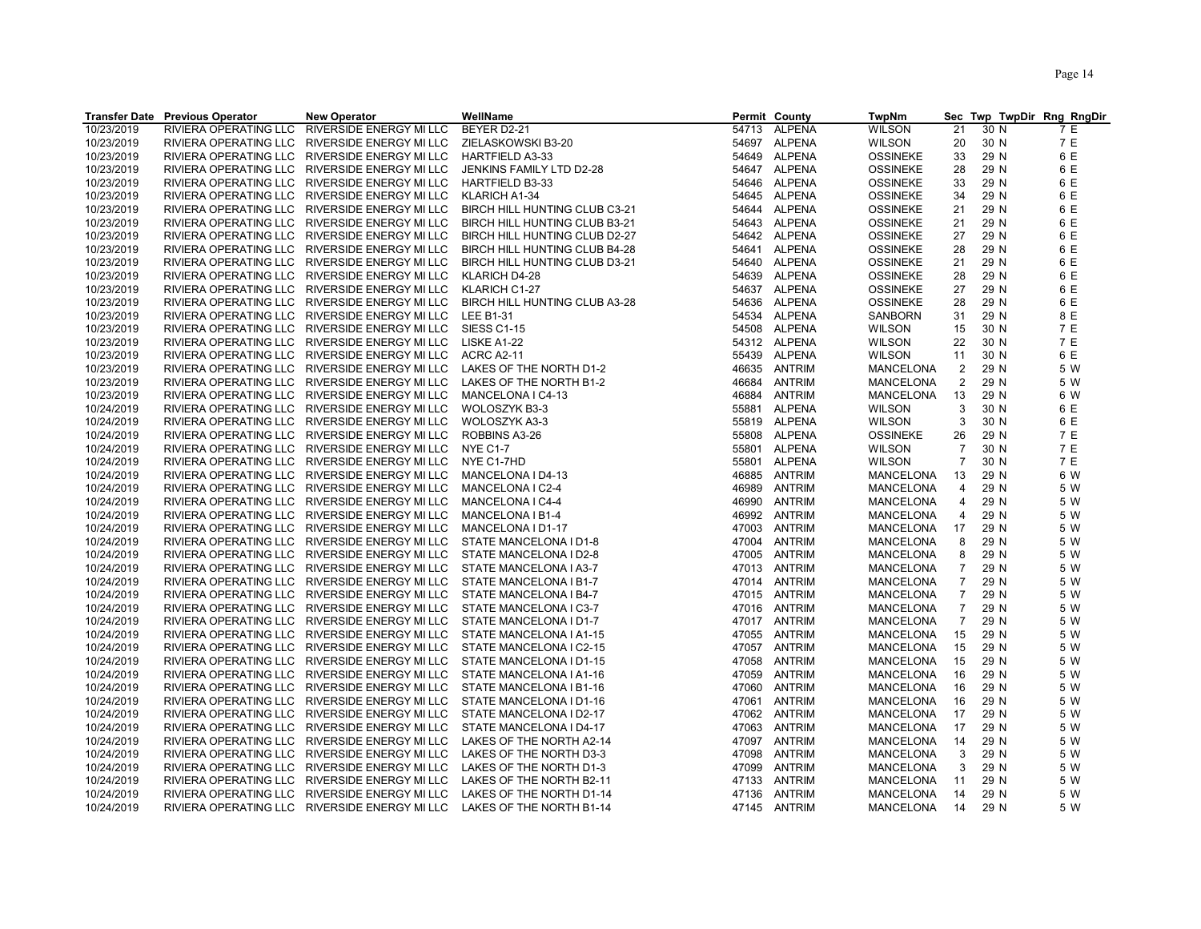| Transfer Date | Previous Operator | New Operator | WellName | Permit | County | TwpNm | Sec | Twp | TwpDir | Rng | RngDir |
|---|---|---|---|---|---|---|---|---|---|---|---|
| 10/23/2019 | RIVIERA OPERATING LLC | RIVERSIDE ENERGY MI LLC | BEYER D2-21 | 54713 | ALPENA | WILSON | 21 | 30 | N | 7 | E |
| 10/23/2019 | RIVIERA OPERATING LLC | RIVERSIDE ENERGY MI LLC | ZIELASKOWSKI B3-20 | 54697 | ALPENA | WILSON | 20 | 30 | N | 7 | E |
| 10/23/2019 | RIVIERA OPERATING LLC | RIVERSIDE ENERGY MI LLC | HARTFIELD A3-33 | 54649 | ALPENA | OSSINEKE | 33 | 29 | N | 6 | E |
| 10/23/2019 | RIVIERA OPERATING LLC | RIVERSIDE ENERGY MI LLC | JENKINS FAMILY LTD D2-28 | 54647 | ALPENA | OSSINEKE | 28 | 29 | N | 6 | E |
| 10/23/2019 | RIVIERA OPERATING LLC | RIVERSIDE ENERGY MI LLC | HARTFIELD B3-33 | 54646 | ALPENA | OSSINEKE | 33 | 29 | N | 6 | E |
| 10/23/2019 | RIVIERA OPERATING LLC | RIVERSIDE ENERGY MI LLC | KLARICH A1-34 | 54645 | ALPENA | OSSINEKE | 34 | 29 | N | 6 | E |
| 10/23/2019 | RIVIERA OPERATING LLC | RIVERSIDE ENERGY MI LLC | BIRCH HILL HUNTING CLUB C3-21 | 54644 | ALPENA | OSSINEKE | 21 | 29 | N | 6 | E |
| 10/23/2019 | RIVIERA OPERATING LLC | RIVERSIDE ENERGY MI LLC | BIRCH HILL HUNTING CLUB B3-21 | 54643 | ALPENA | OSSINEKE | 21 | 29 | N | 6 | E |
| 10/23/2019 | RIVIERA OPERATING LLC | RIVERSIDE ENERGY MI LLC | BIRCH HILL HUNTING CLUB D2-27 | 54642 | ALPENA | OSSINEKE | 27 | 29 | N | 6 | E |
| 10/23/2019 | RIVIERA OPERATING LLC | RIVERSIDE ENERGY MI LLC | BIRCH HILL HUNTING CLUB B4-28 | 54641 | ALPENA | OSSINEKE | 28 | 29 | N | 6 | E |
| 10/23/2019 | RIVIERA OPERATING LLC | RIVERSIDE ENERGY MI LLC | BIRCH HILL HUNTING CLUB D3-21 | 54640 | ALPENA | OSSINEKE | 21 | 29 | N | 6 | E |
| 10/23/2019 | RIVIERA OPERATING LLC | RIVERSIDE ENERGY MI LLC | KLARICH D4-28 | 54639 | ALPENA | OSSINEKE | 28 | 29 | N | 6 | E |
| 10/23/2019 | RIVIERA OPERATING LLC | RIVERSIDE ENERGY MI LLC | KLARICH C1-27 | 54637 | ALPENA | OSSINEKE | 27 | 29 | N | 6 | E |
| 10/23/2019 | RIVIERA OPERATING LLC | RIVERSIDE ENERGY MI LLC | BIRCH HILL HUNTING CLUB A3-28 | 54636 | ALPENA | OSSINEKE | 28 | 29 | N | 6 | E |
| 10/23/2019 | RIVIERA OPERATING LLC | RIVERSIDE ENERGY MI LLC | LEE B1-31 | 54534 | ALPENA | SANBORN | 31 | 29 | N | 8 | E |
| 10/23/2019 | RIVIERA OPERATING LLC | RIVERSIDE ENERGY MI LLC | SIESS C1-15 | 54508 | ALPENA | WILSON | 15 | 30 | N | 7 | E |
| 10/23/2019 | RIVIERA OPERATING LLC | RIVERSIDE ENERGY MI LLC | LISKE A1-22 | 54312 | ALPENA | WILSON | 22 | 30 | N | 7 | E |
| 10/23/2019 | RIVIERA OPERATING LLC | RIVERSIDE ENERGY MI LLC | ACRC A2-11 | 55439 | ALPENA | WILSON | 11 | 30 | N | 6 | E |
| 10/23/2019 | RIVIERA OPERATING LLC | RIVERSIDE ENERGY MI LLC | LAKES OF THE NORTH D1-2 | 46635 | ANTRIM | MANCELONA | 2 | 29 | N | 5 | W |
| 10/23/2019 | RIVIERA OPERATING LLC | RIVERSIDE ENERGY MI LLC | LAKES OF THE NORTH B1-2 | 46684 | ANTRIM | MANCELONA | 2 | 29 | N | 5 | W |
| 10/23/2019 | RIVIERA OPERATING LLC | RIVERSIDE ENERGY MI LLC | MANCELONA I C4-13 | 46884 | ANTRIM | MANCELONA | 13 | 29 | N | 6 | W |
| 10/24/2019 | RIVIERA OPERATING LLC | RIVERSIDE ENERGY MI LLC | WOLOSZYK B3-3 | 55881 | ALPENA | WILSON | 3 | 30 | N | 6 | E |
| 10/24/2019 | RIVIERA OPERATING LLC | RIVERSIDE ENERGY MI LLC | WOLOSZYK A3-3 | 55819 | ALPENA | WILSON | 3 | 30 | N | 6 | E |
| 10/24/2019 | RIVIERA OPERATING LLC | RIVERSIDE ENERGY MI LLC | ROBBINS A3-26 | 55808 | ALPENA | OSSINEKE | 26 | 29 | N | 7 | E |
| 10/24/2019 | RIVIERA OPERATING LLC | RIVERSIDE ENERGY MI LLC | NYE C1-7 | 55801 | ALPENA | WILSON | 7 | 30 | N | 7 | E |
| 10/24/2019 | RIVIERA OPERATING LLC | RIVERSIDE ENERGY MI LLC | NYE C1-7HD | 55801 | ALPENA | WILSON | 7 | 30 | N | 7 | E |
| 10/24/2019 | RIVIERA OPERATING LLC | RIVERSIDE ENERGY MI LLC | MANCELONA I D4-13 | 46885 | ANTRIM | MANCELONA | 13 | 29 | N | 6 | W |
| 10/24/2019 | RIVIERA OPERATING LLC | RIVERSIDE ENERGY MI LLC | MANCELONA I C2-4 | 46989 | ANTRIM | MANCELONA | 4 | 29 | N | 5 | W |
| 10/24/2019 | RIVIERA OPERATING LLC | RIVERSIDE ENERGY MI LLC | MANCELONA I C4-4 | 46990 | ANTRIM | MANCELONA | 4 | 29 | N | 5 | W |
| 10/24/2019 | RIVIERA OPERATING LLC | RIVERSIDE ENERGY MI LLC | MANCELONA I B1-4 | 46992 | ANTRIM | MANCELONA | 4 | 29 | N | 5 | W |
| 10/24/2019 | RIVIERA OPERATING LLC | RIVERSIDE ENERGY MI LLC | MANCELONA I D1-17 | 47003 | ANTRIM | MANCELONA | 17 | 29 | N | 5 | W |
| 10/24/2019 | RIVIERA OPERATING LLC | RIVERSIDE ENERGY MI LLC | STATE MANCELONA I D1-8 | 47004 | ANTRIM | MANCELONA | 8 | 29 | N | 5 | W |
| 10/24/2019 | RIVIERA OPERATING LLC | RIVERSIDE ENERGY MI LLC | STATE MANCELONA I D2-8 | 47005 | ANTRIM | MANCELONA | 8 | 29 | N | 5 | W |
| 10/24/2019 | RIVIERA OPERATING LLC | RIVERSIDE ENERGY MI LLC | STATE MANCELONA I A3-7 | 47013 | ANTRIM | MANCELONA | 7 | 29 | N | 5 | W |
| 10/24/2019 | RIVIERA OPERATING LLC | RIVERSIDE ENERGY MI LLC | STATE MANCELONA I B1-7 | 47014 | ANTRIM | MANCELONA | 7 | 29 | N | 5 | W |
| 10/24/2019 | RIVIERA OPERATING LLC | RIVERSIDE ENERGY MI LLC | STATE MANCELONA I B4-7 | 47015 | ANTRIM | MANCELONA | 7 | 29 | N | 5 | W |
| 10/24/2019 | RIVIERA OPERATING LLC | RIVERSIDE ENERGY MI LLC | STATE MANCELONA I C3-7 | 47016 | ANTRIM | MANCELONA | 7 | 29 | N | 5 | W |
| 10/24/2019 | RIVIERA OPERATING LLC | RIVERSIDE ENERGY MI LLC | STATE MANCELONA I D1-7 | 47017 | ANTRIM | MANCELONA | 7 | 29 | N | 5 | W |
| 10/24/2019 | RIVIERA OPERATING LLC | RIVERSIDE ENERGY MI LLC | STATE MANCELONA I A1-15 | 47055 | ANTRIM | MANCELONA | 15 | 29 | N | 5 | W |
| 10/24/2019 | RIVIERA OPERATING LLC | RIVERSIDE ENERGY MI LLC | STATE MANCELONA I C2-15 | 47057 | ANTRIM | MANCELONA | 15 | 29 | N | 5 | W |
| 10/24/2019 | RIVIERA OPERATING LLC | RIVERSIDE ENERGY MI LLC | STATE MANCELONA I D1-15 | 47058 | ANTRIM | MANCELONA | 15 | 29 | N | 5 | W |
| 10/24/2019 | RIVIERA OPERATING LLC | RIVERSIDE ENERGY MI LLC | STATE MANCELONA I A1-16 | 47059 | ANTRIM | MANCELONA | 16 | 29 | N | 5 | W |
| 10/24/2019 | RIVIERA OPERATING LLC | RIVERSIDE ENERGY MI LLC | STATE MANCELONA I B1-16 | 47060 | ANTRIM | MANCELONA | 16 | 29 | N | 5 | W |
| 10/24/2019 | RIVIERA OPERATING LLC | RIVERSIDE ENERGY MI LLC | STATE MANCELONA I D1-16 | 47061 | ANTRIM | MANCELONA | 16 | 29 | N | 5 | W |
| 10/24/2019 | RIVIERA OPERATING LLC | RIVERSIDE ENERGY MI LLC | STATE MANCELONA I D2-17 | 47062 | ANTRIM | MANCELONA | 17 | 29 | N | 5 | W |
| 10/24/2019 | RIVIERA OPERATING LLC | RIVERSIDE ENERGY MI LLC | STATE MANCELONA I D4-17 | 47063 | ANTRIM | MANCELONA | 17 | 29 | N | 5 | W |
| 10/24/2019 | RIVIERA OPERATING LLC | RIVERSIDE ENERGY MI LLC | LAKES OF THE NORTH A2-14 | 47097 | ANTRIM | MANCELONA | 14 | 29 | N | 5 | W |
| 10/24/2019 | RIVIERA OPERATING LLC | RIVERSIDE ENERGY MI LLC | LAKES OF THE NORTH D3-3 | 47098 | ANTRIM | MANCELONA | 3 | 29 | N | 5 | W |
| 10/24/2019 | RIVIERA OPERATING LLC | RIVERSIDE ENERGY MI LLC | LAKES OF THE NORTH D1-3 | 47099 | ANTRIM | MANCELONA | 3 | 29 | N | 5 | W |
| 10/24/2019 | RIVIERA OPERATING LLC | RIVERSIDE ENERGY MI LLC | LAKES OF THE NORTH B2-11 | 47133 | ANTRIM | MANCELONA | 11 | 29 | N | 5 | W |
| 10/24/2019 | RIVIERA OPERATING LLC | RIVERSIDE ENERGY MI LLC | LAKES OF THE NORTH D1-14 | 47136 | ANTRIM | MANCELONA | 14 | 29 | N | 5 | W |
| 10/24/2019 | RIVIERA OPERATING LLC | RIVERSIDE ENERGY MI LLC | LAKES OF THE NORTH B1-14 | 47145 | ANTRIM | MANCELONA | 14 | 29 | N | 5 | W |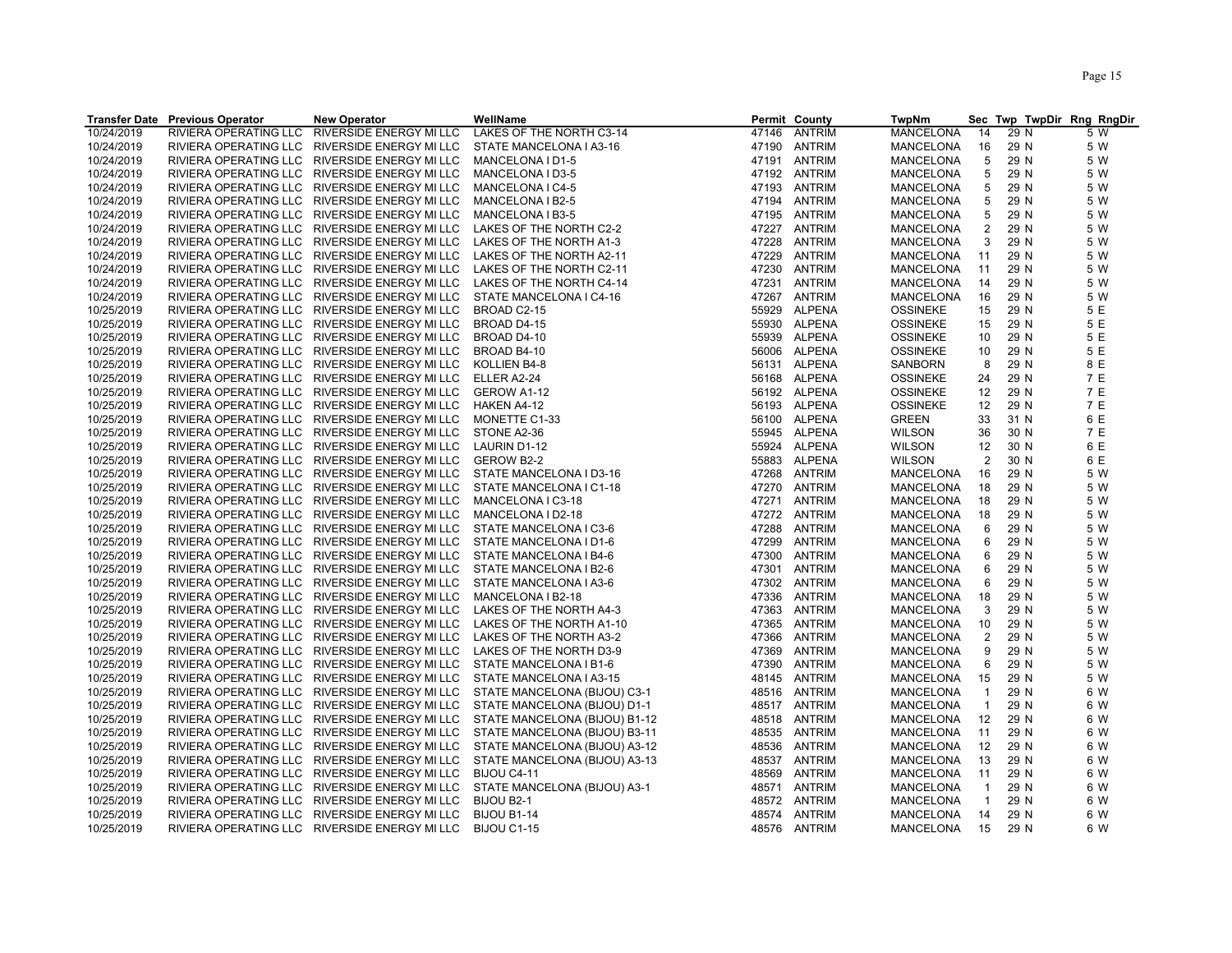| Transfer Date | Previous Operator | New Operator | WellName | Permit | County | TwpNm | Sec | Twp | TwpDir | Rng | RngDir |
|---|---|---|---|---|---|---|---|---|---|---|---|
| 10/24/2019 | RIVIERA OPERATING LLC | RIVERSIDE ENERGY MI LLC | LAKES OF THE NORTH C3-14 | 47146 | ANTRIM | MANCELONA | 14 | 29 | N | 5 | W |
| 10/24/2019 | RIVIERA OPERATING LLC | RIVERSIDE ENERGY MI LLC | STATE MANCELONA I A3-16 | 47190 | ANTRIM | MANCELONA | 16 | 29 | N | 5 | W |
| 10/24/2019 | RIVIERA OPERATING LLC | RIVERSIDE ENERGY MI LLC | MANCELONA I D1-5 | 47191 | ANTRIM | MANCELONA | 5 | 29 | N | 5 | W |
| 10/24/2019 | RIVIERA OPERATING LLC | RIVERSIDE ENERGY MI LLC | MANCELONA I D3-5 | 47192 | ANTRIM | MANCELONA | 5 | 29 | N | 5 | W |
| 10/24/2019 | RIVIERA OPERATING LLC | RIVERSIDE ENERGY MI LLC | MANCELONA I C4-5 | 47193 | ANTRIM | MANCELONA | 5 | 29 | N | 5 | W |
| 10/24/2019 | RIVIERA OPERATING LLC | RIVERSIDE ENERGY MI LLC | MANCELONA I B2-5 | 47194 | ANTRIM | MANCELONA | 5 | 29 | N | 5 | W |
| 10/24/2019 | RIVIERA OPERATING LLC | RIVERSIDE ENERGY MI LLC | MANCELONA I B3-5 | 47195 | ANTRIM | MANCELONA | 5 | 29 | N | 5 | W |
| 10/24/2019 | RIVIERA OPERATING LLC | RIVERSIDE ENERGY MI LLC | LAKES OF THE NORTH C2-2 | 47227 | ANTRIM | MANCELONA | 2 | 29 | N | 5 | W |
| 10/24/2019 | RIVIERA OPERATING LLC | RIVERSIDE ENERGY MI LLC | LAKES OF THE NORTH A1-3 | 47228 | ANTRIM | MANCELONA | 3 | 29 | N | 5 | W |
| 10/24/2019 | RIVIERA OPERATING LLC | RIVERSIDE ENERGY MI LLC | LAKES OF THE NORTH A2-11 | 47229 | ANTRIM | MANCELONA | 11 | 29 | N | 5 | W |
| 10/24/2019 | RIVIERA OPERATING LLC | RIVERSIDE ENERGY MI LLC | LAKES OF THE NORTH C2-11 | 47230 | ANTRIM | MANCELONA | 11 | 29 | N | 5 | W |
| 10/24/2019 | RIVIERA OPERATING LLC | RIVERSIDE ENERGY MI LLC | LAKES OF THE NORTH C4-14 | 47231 | ANTRIM | MANCELONA | 14 | 29 | N | 5 | W |
| 10/24/2019 | RIVIERA OPERATING LLC | RIVERSIDE ENERGY MI LLC | STATE MANCELONA I C4-16 | 47267 | ANTRIM | MANCELONA | 16 | 29 | N | 5 | W |
| 10/25/2019 | RIVIERA OPERATING LLC | RIVERSIDE ENERGY MI LLC | BROAD C2-15 | 55929 | ALPENA | OSSINEKE | 15 | 29 | N | 5 | E |
| 10/25/2019 | RIVIERA OPERATING LLC | RIVERSIDE ENERGY MI LLC | BROAD D4-15 | 55930 | ALPENA | OSSINEKE | 15 | 29 | N | 5 | E |
| 10/25/2019 | RIVIERA OPERATING LLC | RIVERSIDE ENERGY MI LLC | BROAD D4-10 | 55939 | ALPENA | OSSINEKE | 10 | 29 | N | 5 | E |
| 10/25/2019 | RIVIERA OPERATING LLC | RIVERSIDE ENERGY MI LLC | BROAD B4-10 | 56006 | ALPENA | OSSINEKE | 10 | 29 | N | 5 | E |
| 10/25/2019 | RIVIERA OPERATING LLC | RIVERSIDE ENERGY MI LLC | KOLLIEN B4-8 | 56131 | ALPENA | SANBORN | 8 | 29 | N | 8 | E |
| 10/25/2019 | RIVIERA OPERATING LLC | RIVERSIDE ENERGY MI LLC | ELLER A2-24 | 56168 | ALPENA | OSSINEKE | 24 | 29 | N | 7 | E |
| 10/25/2019 | RIVIERA OPERATING LLC | RIVERSIDE ENERGY MI LLC | GEROW A1-12 | 56192 | ALPENA | OSSINEKE | 12 | 29 | N | 7 | E |
| 10/25/2019 | RIVIERA OPERATING LLC | RIVERSIDE ENERGY MI LLC | HAKEN A4-12 | 56193 | ALPENA | OSSINEKE | 12 | 29 | N | 7 | E |
| 10/25/2019 | RIVIERA OPERATING LLC | RIVERSIDE ENERGY MI LLC | MONETTE C1-33 | 56100 | ALPENA | GREEN | 33 | 31 | N | 6 | E |
| 10/25/2019 | RIVIERA OPERATING LLC | RIVERSIDE ENERGY MI LLC | STONE A2-36 | 55945 | ALPENA | WILSON | 36 | 30 | N | 7 | E |
| 10/25/2019 | RIVIERA OPERATING LLC | RIVERSIDE ENERGY MI LLC | LAURIN D1-12 | 55924 | ALPENA | WILSON | 12 | 30 | N | 6 | E |
| 10/25/2019 | RIVIERA OPERATING LLC | RIVERSIDE ENERGY MI LLC | GEROW B2-2 | 55883 | ALPENA | WILSON | 2 | 30 | N | 6 | E |
| 10/25/2019 | RIVIERA OPERATING LLC | RIVERSIDE ENERGY MI LLC | STATE MANCELONA I D3-16 | 47268 | ANTRIM | MANCELONA | 16 | 29 | N | 5 | W |
| 10/25/2019 | RIVIERA OPERATING LLC | RIVERSIDE ENERGY MI LLC | STATE MANCELONA I C1-18 | 47270 | ANTRIM | MANCELONA | 18 | 29 | N | 5 | W |
| 10/25/2019 | RIVIERA OPERATING LLC | RIVERSIDE ENERGY MI LLC | MANCELONA I C3-18 | 47271 | ANTRIM | MANCELONA | 18 | 29 | N | 5 | W |
| 10/25/2019 | RIVIERA OPERATING LLC | RIVERSIDE ENERGY MI LLC | MANCELONA I D2-18 | 47272 | ANTRIM | MANCELONA | 18 | 29 | N | 5 | W |
| 10/25/2019 | RIVIERA OPERATING LLC | RIVERSIDE ENERGY MI LLC | STATE MANCELONA I C3-6 | 47288 | ANTRIM | MANCELONA | 6 | 29 | N | 5 | W |
| 10/25/2019 | RIVIERA OPERATING LLC | RIVERSIDE ENERGY MI LLC | STATE MANCELONA I D1-6 | 47299 | ANTRIM | MANCELONA | 6 | 29 | N | 5 | W |
| 10/25/2019 | RIVIERA OPERATING LLC | RIVERSIDE ENERGY MI LLC | STATE MANCELONA I B4-6 | 47300 | ANTRIM | MANCELONA | 6 | 29 | N | 5 | W |
| 10/25/2019 | RIVIERA OPERATING LLC | RIVERSIDE ENERGY MI LLC | STATE MANCELONA I B2-6 | 47301 | ANTRIM | MANCELONA | 6 | 29 | N | 5 | W |
| 10/25/2019 | RIVIERA OPERATING LLC | RIVERSIDE ENERGY MI LLC | STATE MANCELONA I A3-6 | 47302 | ANTRIM | MANCELONA | 6 | 29 | N | 5 | W |
| 10/25/2019 | RIVIERA OPERATING LLC | RIVERSIDE ENERGY MI LLC | MANCELONA I B2-18 | 47336 | ANTRIM | MANCELONA | 18 | 29 | N | 5 | W |
| 10/25/2019 | RIVIERA OPERATING LLC | RIVERSIDE ENERGY MI LLC | LAKES OF THE NORTH A4-3 | 47363 | ANTRIM | MANCELONA | 3 | 29 | N | 5 | W |
| 10/25/2019 | RIVIERA OPERATING LLC | RIVERSIDE ENERGY MI LLC | LAKES OF THE NORTH A1-10 | 47365 | ANTRIM | MANCELONA | 10 | 29 | N | 5 | W |
| 10/25/2019 | RIVIERA OPERATING LLC | RIVERSIDE ENERGY MI LLC | LAKES OF THE NORTH A3-2 | 47366 | ANTRIM | MANCELONA | 2 | 29 | N | 5 | W |
| 10/25/2019 | RIVIERA OPERATING LLC | RIVERSIDE ENERGY MI LLC | LAKES OF THE NORTH D3-9 | 47369 | ANTRIM | MANCELONA | 9 | 29 | N | 5 | W |
| 10/25/2019 | RIVIERA OPERATING LLC | RIVERSIDE ENERGY MI LLC | STATE MANCELONA I B1-6 | 47390 | ANTRIM | MANCELONA | 6 | 29 | N | 5 | W |
| 10/25/2019 | RIVIERA OPERATING LLC | RIVERSIDE ENERGY MI LLC | STATE MANCELONA I A3-15 | 48145 | ANTRIM | MANCELONA | 15 | 29 | N | 5 | W |
| 10/25/2019 | RIVIERA OPERATING LLC | RIVERSIDE ENERGY MI LLC | STATE MANCELONA (BIJOU) C3-1 | 48516 | ANTRIM | MANCELONA | 1 | 29 | N | 6 | W |
| 10/25/2019 | RIVIERA OPERATING LLC | RIVERSIDE ENERGY MI LLC | STATE MANCELONA (BIJOU) D1-1 | 48517 | ANTRIM | MANCELONA | 1 | 29 | N | 6 | W |
| 10/25/2019 | RIVIERA OPERATING LLC | RIVERSIDE ENERGY MI LLC | STATE MANCELONA (BIJOU) B1-12 | 48518 | ANTRIM | MANCELONA | 12 | 29 | N | 6 | W |
| 10/25/2019 | RIVIERA OPERATING LLC | RIVERSIDE ENERGY MI LLC | STATE MANCELONA (BIJOU) B3-11 | 48535 | ANTRIM | MANCELONA | 11 | 29 | N | 6 | W |
| 10/25/2019 | RIVIERA OPERATING LLC | RIVERSIDE ENERGY MI LLC | STATE MANCELONA (BIJOU) A3-12 | 48536 | ANTRIM | MANCELONA | 12 | 29 | N | 6 | W |
| 10/25/2019 | RIVIERA OPERATING LLC | RIVERSIDE ENERGY MI LLC | STATE MANCELONA (BIJOU) A3-13 | 48537 | ANTRIM | MANCELONA | 13 | 29 | N | 6 | W |
| 10/25/2019 | RIVIERA OPERATING LLC | RIVERSIDE ENERGY MI LLC | BIJOU C4-11 | 48569 | ANTRIM | MANCELONA | 11 | 29 | N | 6 | W |
| 10/25/2019 | RIVIERA OPERATING LLC | RIVERSIDE ENERGY MI LLC | STATE MANCELONA (BIJOU) A3-1 | 48571 | ANTRIM | MANCELONA | 1 | 29 | N | 6 | W |
| 10/25/2019 | RIVIERA OPERATING LLC | RIVERSIDE ENERGY MI LLC | BIJOU B2-1 | 48572 | ANTRIM | MANCELONA | 1 | 29 | N | 6 | W |
| 10/25/2019 | RIVIERA OPERATING LLC | RIVERSIDE ENERGY MI LLC | BIJOU B1-14 | 48574 | ANTRIM | MANCELONA | 14 | 29 | N | 6 | W |
| 10/25/2019 | RIVIERA OPERATING LLC | RIVERSIDE ENERGY MI LLC | BIJOU C1-15 | 48576 | ANTRIM | MANCELONA | 15 | 29 | N | 6 | W |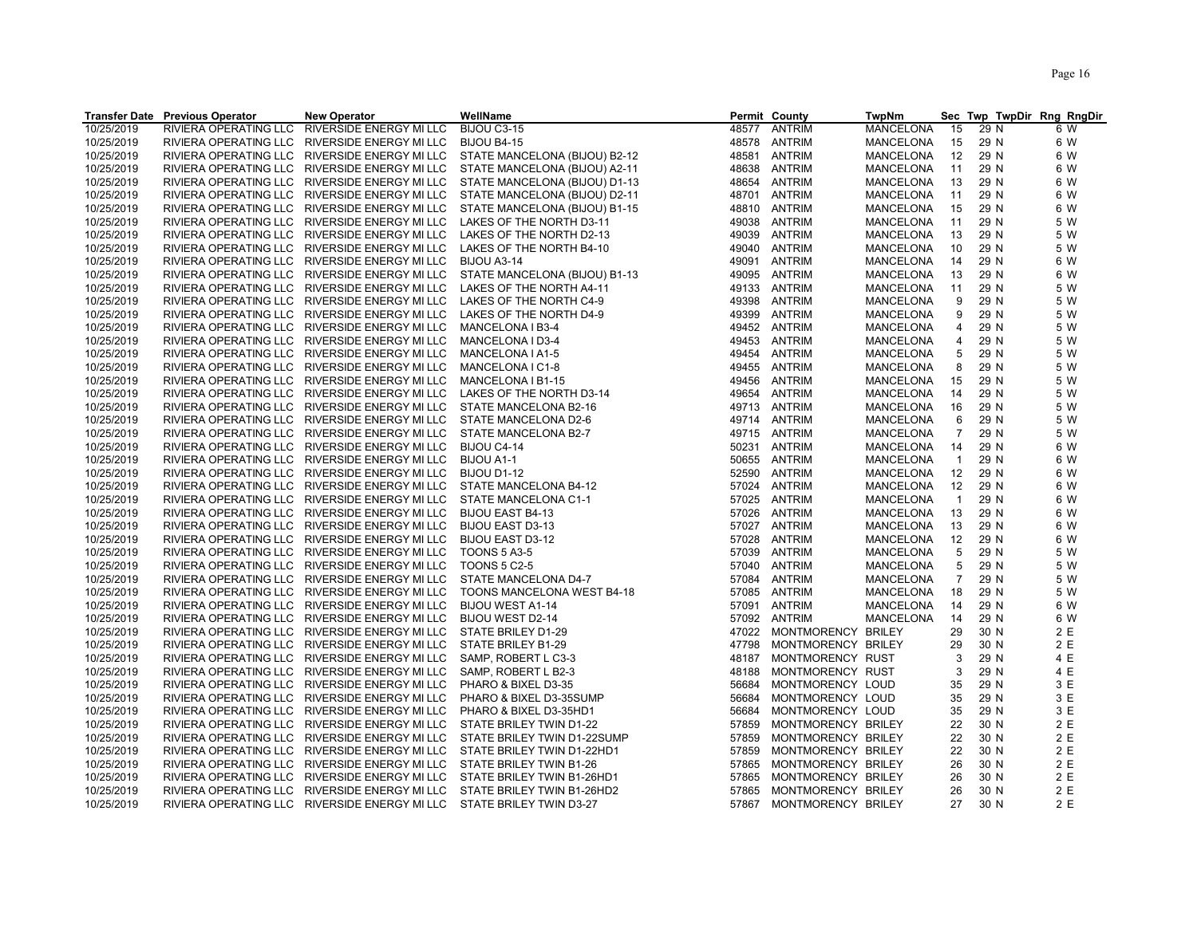| Transfer Date | Previous Operator | New Operator | WellName | Permit | County | TwpNm | Sec | Twp | TwpDir | Rng | RngDir |
|---|---|---|---|---|---|---|---|---|---|---|---|
| 10/25/2019 | RIVIERA OPERATING LLC | RIVERSIDE ENERGY MI LLC | BIJOU C3-15 | 48577 | ANTRIM | MANCELONA | 15 | 29 | N | 6 | W |
| 10/25/2019 | RIVIERA OPERATING LLC | RIVERSIDE ENERGY MI LLC | BIJOU B4-15 | 48578 | ANTRIM | MANCELONA | 15 | 29 | N | 6 | W |
| 10/25/2019 | RIVIERA OPERATING LLC | RIVERSIDE ENERGY MI LLC | STATE MANCELONA (BIJOU) B2-12 | 48581 | ANTRIM | MANCELONA | 12 | 29 | N | 6 | W |
| 10/25/2019 | RIVIERA OPERATING LLC | RIVERSIDE ENERGY MI LLC | STATE MANCELONA (BIJOU) A2-11 | 48638 | ANTRIM | MANCELONA | 11 | 29 | N | 6 | W |
| 10/25/2019 | RIVIERA OPERATING LLC | RIVERSIDE ENERGY MI LLC | STATE MANCELONA (BIJOU) D1-13 | 48654 | ANTRIM | MANCELONA | 13 | 29 | N | 6 | W |
| 10/25/2019 | RIVIERA OPERATING LLC | RIVERSIDE ENERGY MI LLC | STATE MANCELONA (BIJOU) D2-11 | 48701 | ANTRIM | MANCELONA | 11 | 29 | N | 6 | W |
| 10/25/2019 | RIVIERA OPERATING LLC | RIVERSIDE ENERGY MI LLC | STATE MANCELONA (BIJOU) B1-15 | 48810 | ANTRIM | MANCELONA | 15 | 29 | N | 6 | W |
| 10/25/2019 | RIVIERA OPERATING LLC | RIVERSIDE ENERGY MI LLC | LAKES OF THE NORTH D3-11 | 49038 | ANTRIM | MANCELONA | 11 | 29 | N | 5 | W |
| 10/25/2019 | RIVIERA OPERATING LLC | RIVERSIDE ENERGY MI LLC | LAKES OF THE NORTH D2-13 | 49039 | ANTRIM | MANCELONA | 13 | 29 | N | 5 | W |
| 10/25/2019 | RIVIERA OPERATING LLC | RIVERSIDE ENERGY MI LLC | LAKES OF THE NORTH B4-10 | 49040 | ANTRIM | MANCELONA | 10 | 29 | N | 5 | W |
| 10/25/2019 | RIVIERA OPERATING LLC | RIVERSIDE ENERGY MI LLC | BIJOU A3-14 | 49091 | ANTRIM | MANCELONA | 14 | 29 | N | 6 | W |
| 10/25/2019 | RIVIERA OPERATING LLC | RIVERSIDE ENERGY MI LLC | STATE MANCELONA (BIJOU) B1-13 | 49095 | ANTRIM | MANCELONA | 13 | 29 | N | 6 | W |
| 10/25/2019 | RIVIERA OPERATING LLC | RIVERSIDE ENERGY MI LLC | LAKES OF THE NORTH A4-11 | 49133 | ANTRIM | MANCELONA | 11 | 29 | N | 5 | W |
| 10/25/2019 | RIVIERA OPERATING LLC | RIVERSIDE ENERGY MI LLC | LAKES OF THE NORTH C4-9 | 49398 | ANTRIM | MANCELONA | 9 | 29 | N | 5 | W |
| 10/25/2019 | RIVIERA OPERATING LLC | RIVERSIDE ENERGY MI LLC | LAKES OF THE NORTH D4-9 | 49399 | ANTRIM | MANCELONA | 9 | 29 | N | 5 | W |
| 10/25/2019 | RIVIERA OPERATING LLC | RIVERSIDE ENERGY MI LLC | MANCELONA I B3-4 | 49452 | ANTRIM | MANCELONA | 4 | 29 | N | 5 | W |
| 10/25/2019 | RIVIERA OPERATING LLC | RIVERSIDE ENERGY MI LLC | MANCELONA I D3-4 | 49453 | ANTRIM | MANCELONA | 4 | 29 | N | 5 | W |
| 10/25/2019 | RIVIERA OPERATING LLC | RIVERSIDE ENERGY MI LLC | MANCELONA I A1-5 | 49454 | ANTRIM | MANCELONA | 5 | 29 | N | 5 | W |
| 10/25/2019 | RIVIERA OPERATING LLC | RIVERSIDE ENERGY MI LLC | MANCELONA I C1-8 | 49455 | ANTRIM | MANCELONA | 8 | 29 | N | 5 | W |
| 10/25/2019 | RIVIERA OPERATING LLC | RIVERSIDE ENERGY MI LLC | MANCELONA I B1-15 | 49456 | ANTRIM | MANCELONA | 15 | 29 | N | 5 | W |
| 10/25/2019 | RIVIERA OPERATING LLC | RIVERSIDE ENERGY MI LLC | LAKES OF THE NORTH D3-14 | 49654 | ANTRIM | MANCELONA | 14 | 29 | N | 5 | W |
| 10/25/2019 | RIVIERA OPERATING LLC | RIVERSIDE ENERGY MI LLC | STATE MANCELONA B2-16 | 49713 | ANTRIM | MANCELONA | 16 | 29 | N | 5 | W |
| 10/25/2019 | RIVIERA OPERATING LLC | RIVERSIDE ENERGY MI LLC | STATE MANCELONA D2-6 | 49714 | ANTRIM | MANCELONA | 6 | 29 | N | 5 | W |
| 10/25/2019 | RIVIERA OPERATING LLC | RIVERSIDE ENERGY MI LLC | STATE MANCELONA B2-7 | 49715 | ANTRIM | MANCELONA | 7 | 29 | N | 5 | W |
| 10/25/2019 | RIVIERA OPERATING LLC | RIVERSIDE ENERGY MI LLC | BIJOU C4-14 | 50231 | ANTRIM | MANCELONA | 14 | 29 | N | 6 | W |
| 10/25/2019 | RIVIERA OPERATING LLC | RIVERSIDE ENERGY MI LLC | BIJOU A1-1 | 50655 | ANTRIM | MANCELONA | 1 | 29 | N | 6 | W |
| 10/25/2019 | RIVIERA OPERATING LLC | RIVERSIDE ENERGY MI LLC | BIJOU D1-12 | 52590 | ANTRIM | MANCELONA | 12 | 29 | N | 6 | W |
| 10/25/2019 | RIVIERA OPERATING LLC | RIVERSIDE ENERGY MI LLC | STATE MANCELONA B4-12 | 57024 | ANTRIM | MANCELONA | 12 | 29 | N | 6 | W |
| 10/25/2019 | RIVIERA OPERATING LLC | RIVERSIDE ENERGY MI LLC | STATE MANCELONA C1-1 | 57025 | ANTRIM | MANCELONA | 1 | 29 | N | 6 | W |
| 10/25/2019 | RIVIERA OPERATING LLC | RIVERSIDE ENERGY MI LLC | BIJOU EAST B4-13 | 57026 | ANTRIM | MANCELONA | 13 | 29 | N | 6 | W |
| 10/25/2019 | RIVIERA OPERATING LLC | RIVERSIDE ENERGY MI LLC | BIJOU EAST D3-13 | 57027 | ANTRIM | MANCELONA | 13 | 29 | N | 6 | W |
| 10/25/2019 | RIVIERA OPERATING LLC | RIVERSIDE ENERGY MI LLC | BIJOU EAST D3-12 | 57028 | ANTRIM | MANCELONA | 12 | 29 | N | 6 | W |
| 10/25/2019 | RIVIERA OPERATING LLC | RIVERSIDE ENERGY MI LLC | TOONS 5 A3-5 | 57039 | ANTRIM | MANCELONA | 5 | 29 | N | 5 | W |
| 10/25/2019 | RIVIERA OPERATING LLC | RIVERSIDE ENERGY MI LLC | TOONS 5 C2-5 | 57040 | ANTRIM | MANCELONA | 5 | 29 | N | 5 | W |
| 10/25/2019 | RIVIERA OPERATING LLC | RIVERSIDE ENERGY MI LLC | STATE MANCELONA D4-7 | 57084 | ANTRIM | MANCELONA | 7 | 29 | N | 5 | W |
| 10/25/2019 | RIVIERA OPERATING LLC | RIVERSIDE ENERGY MI LLC | TOONS MANCELONA WEST B4-18 | 57085 | ANTRIM | MANCELONA | 18 | 29 | N | 5 | W |
| 10/25/2019 | RIVIERA OPERATING LLC | RIVERSIDE ENERGY MI LLC | BIJOU WEST A1-14 | 57091 | ANTRIM | MANCELONA | 14 | 29 | N | 6 | W |
| 10/25/2019 | RIVIERA OPERATING LLC | RIVERSIDE ENERGY MI LLC | BIJOU WEST D2-14 | 57092 | ANTRIM | MANCELONA | 14 | 29 | N | 6 | W |
| 10/25/2019 | RIVIERA OPERATING LLC | RIVERSIDE ENERGY MI LLC | STATE BRILEY D1-29 | 47022 | MONTMORENCY | BRILEY | 29 | 30 | N | 2 | E |
| 10/25/2019 | RIVIERA OPERATING LLC | RIVERSIDE ENERGY MI LLC | STATE BRILEY B1-29 | 47798 | MONTMORENCY | BRILEY | 29 | 30 | N | 2 | E |
| 10/25/2019 | RIVIERA OPERATING LLC | RIVERSIDE ENERGY MI LLC | SAMP, ROBERT L C3-3 | 48187 | MONTMORENCY | RUST | 3 | 29 | N | 4 | E |
| 10/25/2019 | RIVIERA OPERATING LLC | RIVERSIDE ENERGY MI LLC | SAMP, ROBERT L B2-3 | 48188 | MONTMORENCY | RUST | 3 | 29 | N | 4 | E |
| 10/25/2019 | RIVIERA OPERATING LLC | RIVERSIDE ENERGY MI LLC | PHARO & BIXEL D3-35 | 56684 | MONTMORENCY | LOUD | 35 | 29 | N | 3 | E |
| 10/25/2019 | RIVIERA OPERATING LLC | RIVERSIDE ENERGY MI LLC | PHARO & BIXEL D3-35SUMP | 56684 | MONTMORENCY | LOUD | 35 | 29 | N | 3 | E |
| 10/25/2019 | RIVIERA OPERATING LLC | RIVERSIDE ENERGY MI LLC | PHARO & BIXEL D3-35HD1 | 56684 | MONTMORENCY | LOUD | 35 | 29 | N | 3 | E |
| 10/25/2019 | RIVIERA OPERATING LLC | RIVERSIDE ENERGY MI LLC | STATE BRILEY TWIN D1-22 | 57859 | MONTMORENCY | BRILEY | 22 | 30 | N | 2 | E |
| 10/25/2019 | RIVIERA OPERATING LLC | RIVERSIDE ENERGY MI LLC | STATE BRILEY TWIN D1-22SUMP | 57859 | MONTMORENCY | BRILEY | 22 | 30 | N | 2 | E |
| 10/25/2019 | RIVIERA OPERATING LLC | RIVERSIDE ENERGY MI LLC | STATE BRILEY TWIN D1-22HD1 | 57859 | MONTMORENCY | BRILEY | 22 | 30 | N | 2 | E |
| 10/25/2019 | RIVIERA OPERATING LLC | RIVERSIDE ENERGY MI LLC | STATE BRILEY TWIN B1-26 | 57865 | MONTMORENCY | BRILEY | 26 | 30 | N | 2 | E |
| 10/25/2019 | RIVIERA OPERATING LLC | RIVERSIDE ENERGY MI LLC | STATE BRILEY TWIN B1-26HD1 | 57865 | MONTMORENCY | BRILEY | 26 | 30 | N | 2 | E |
| 10/25/2019 | RIVIERA OPERATING LLC | RIVERSIDE ENERGY MI LLC | STATE BRILEY TWIN B1-26HD2 | 57865 | MONTMORENCY | BRILEY | 26 | 30 | N | 2 | E |
| 10/25/2019 | RIVIERA OPERATING LLC | RIVERSIDE ENERGY MI LLC | STATE BRILEY TWIN D3-27 | 57867 | MONTMORENCY | BRILEY | 27 | 30 | N | 2 | E |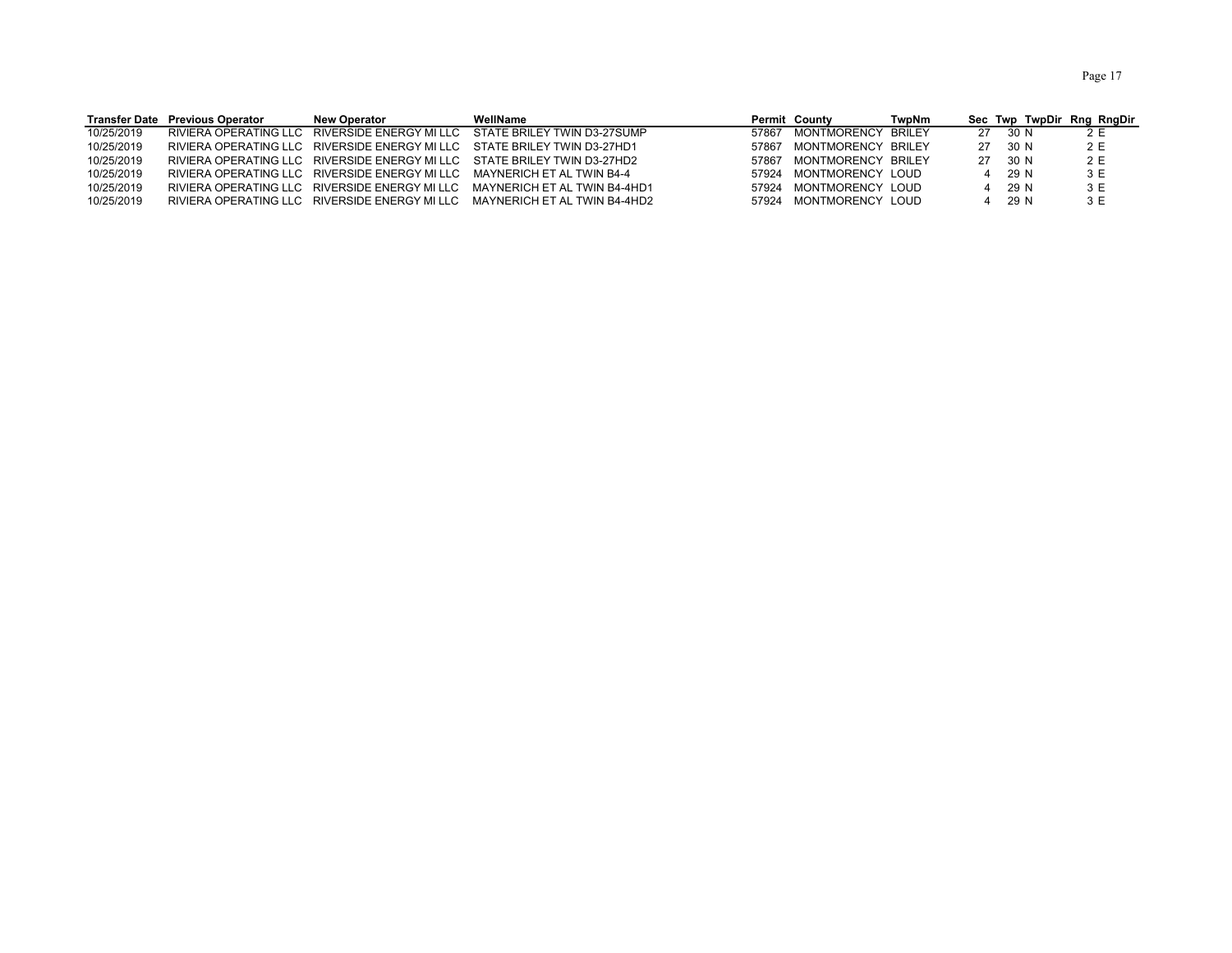| Transfer Date | Previous Operator | New Operator | WellName | Permit | County | TwpNm | Sec | Twp | TwpDir | Rng | RngDir |
|---|---|---|---|---|---|---|---|---|---|---|---|
| 10/25/2019 | RIVIERA OPERATING LLC | RIVERSIDE ENERGY MI LLC | STATE BRILEY TWIN D3-27SUMP | 57867 | MONTMORENCY | BRILEY | 27 | 30 | N | 2 | E |
| 10/25/2019 | RIVIERA OPERATING LLC | RIVERSIDE ENERGY MI LLC | STATE BRILEY TWIN D3-27HD1 | 57867 | MONTMORENCY | BRILEY | 27 | 30 | N | 2 | E |
| 10/25/2019 | RIVIERA OPERATING LLC | RIVERSIDE ENERGY MI LLC | STATE BRILEY TWIN D3-27HD2 | 57867 | MONTMORENCY | BRILEY | 27 | 30 | N | 2 | E |
| 10/25/2019 | RIVIERA OPERATING LLC | RIVERSIDE ENERGY MI LLC | MAYNERICH ET AL TWIN B4-4 | 57924 | MONTMORENCY | LOUD | 4 | 29 | N | 3 | E |
| 10/25/2019 | RIVIERA OPERATING LLC | RIVERSIDE ENERGY MI LLC | MAYNERICH ET AL TWIN B4-4HD1 | 57924 | MONTMORENCY | LOUD | 4 | 29 | N | 3 | E |
| 10/25/2019 | RIVIERA OPERATING LLC | RIVERSIDE ENERGY MI LLC | MAYNERICH ET AL TWIN B4-4HD2 | 57924 | MONTMORENCY | LOUD | 4 | 29 | N | 3 | E |